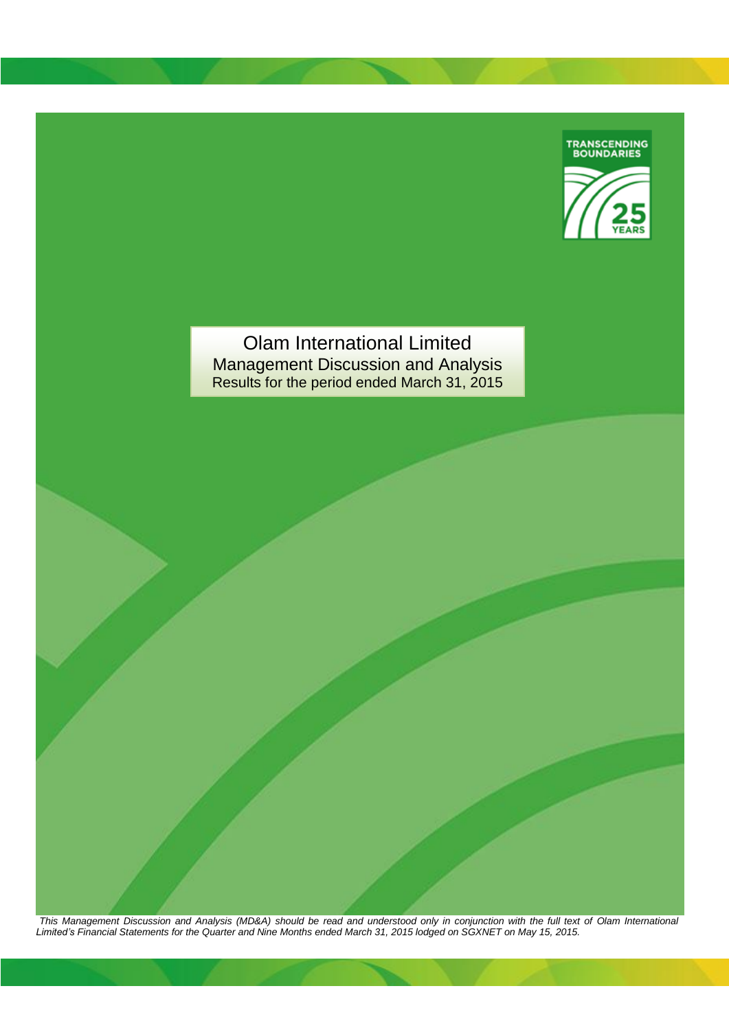TRANSCENDING BOUNDARIES

25 YEARS

# Olam International Limited

## Management Discussion and Analysis

Results for the period ended March 31, 2015

*This Management Discussion and Analysis (MD&A) should be read and understood only in conjunction with the full text of Olam International Limited's Financial Statements for the Quarter and Nine Months ended March 31, 2015 lodged on SGXNET on May 15, 2015.*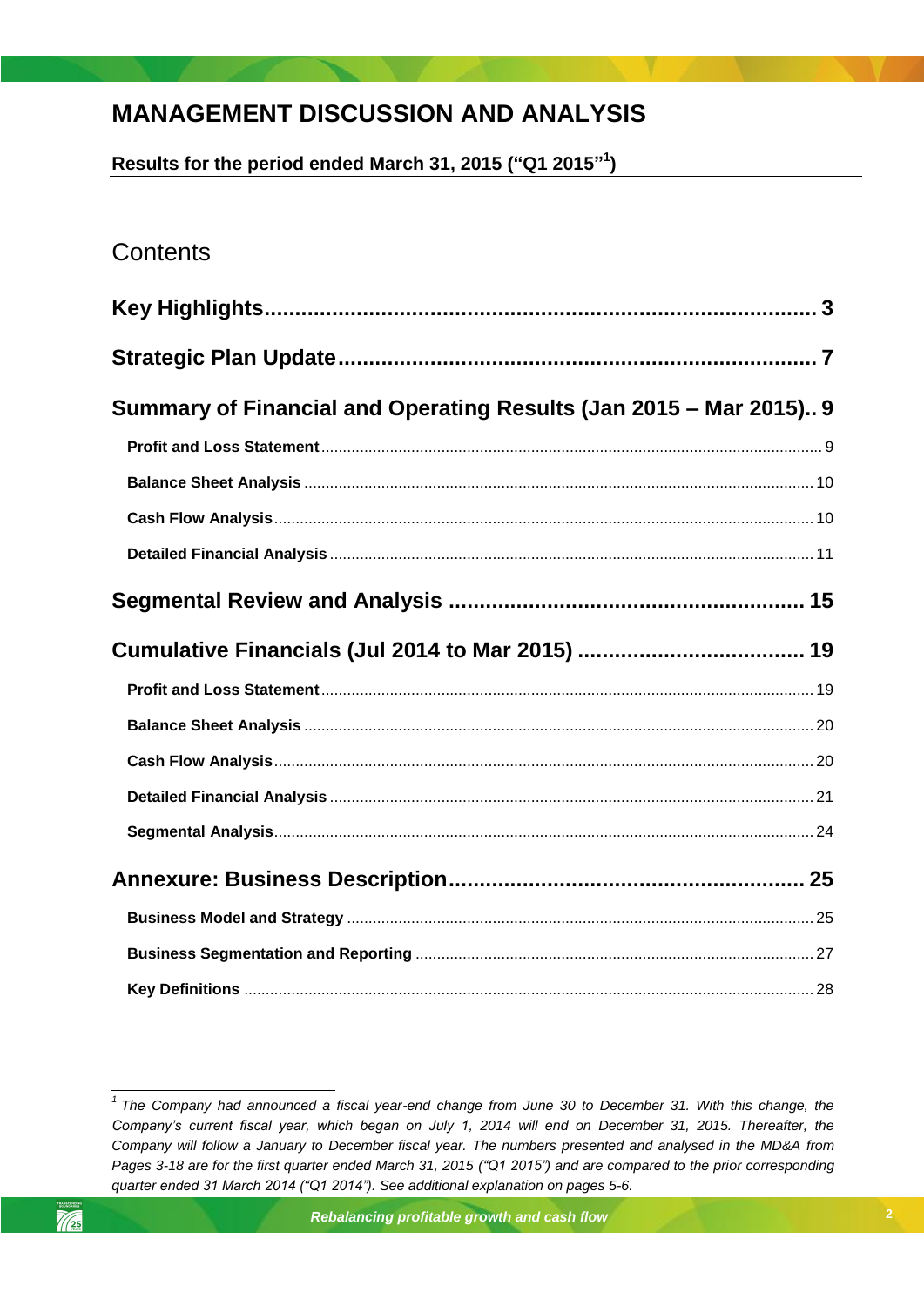# MANAGEMENT DISCUSSION AND ANALYSIS

**Results for the period ended March 31, 2015 ("Q1 2015"[1])**

## Contents

**Key Highlights** .......... 3

**Strategic Plan Update** .......... 7

**Summary of Financial and Operating Results (Jan 2015 – Mar 2015)** .......... 9

- **Profit and Loss Statement** .......... 9
- **Balance Sheet Analysis** .......... 10
- **Cash Flow Analysis** .......... 10
- **Detailed Financial Analysis** .......... 11

**Segmental Review and Analysis** .......... 15

**Cumulative Financials (Jul 2014 to Mar 2015)** .......... 19

- **Profit and Loss Statement** .......... 19
- **Balance Sheet Analysis** .......... 20
- **Cash Flow Analysis** .......... 20
- **Detailed Financial Analysis** .......... 21
- **Segmental Analysis** .......... 24

**Annexure: Business Description** .......... 25

- **Business Model and Strategy** .......... 25
- **Business Segmentation and Reporting** .......... 27
- **Key Definitions** .......... 28

---

[1] *The Company had announced a fiscal year-end change from June 30 to December 31. With this change, the Company's current fiscal year, which began on July 1, 2014 will end on December 31, 2015. Thereafter, the Company will follow a January to December fiscal year. The numbers presented and analysed in the MD&A from Pages 3-18 are for the first quarter ended March 31, 2015 ("Q1 2015") and are compared to the prior corresponding quarter ended 31 March 2014 ("Q1 2014"). See additional explanation on pages 5-6.*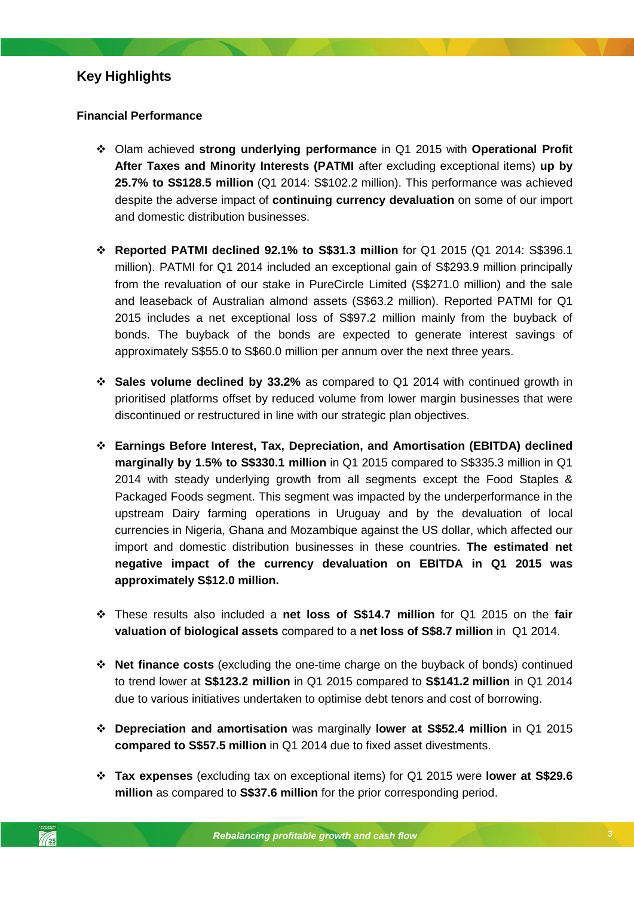## Key Highlights

### Financial Performance

- Olam achieved **strong underlying performance** in Q1 2015 with **Operational Profit After Taxes and Minority Interests (PATMI** after excluding exceptional items) **up by 25.7% to S$128.5 million** (Q1 2014: S$102.2 million). This performance was achieved despite the adverse impact of **continuing currency devaluation** on some of our import and domestic distribution businesses.

- **Reported PATMI declined 92.1% to S$31.3 million** for Q1 2015 (Q1 2014: S$396.1 million). PATMI for Q1 2014 included an exceptional gain of S$293.9 million principally from the revaluation of our stake in PureCircle Limited (S$271.0 million) and the sale and leaseback of Australian almond assets (S$63.2 million). Reported PATMI for Q1 2015 includes a net exceptional loss of S$97.2 million mainly from the buyback of bonds. The buyback of the bonds are expected to generate interest savings of approximately S$55.0 to S$60.0 million per annum over the next three years.

- **Sales volume declined by 33.2%** as compared to Q1 2014 with continued growth in prioritised platforms offset by reduced volume from lower margin businesses that were discontinued or restructured in line with our strategic plan objectives.

- **Earnings Before Interest, Tax, Depreciation, and Amortisation (EBITDA) declined marginally by 1.5% to S$330.1 million** in Q1 2015 compared to S$335.3 million in Q1 2014 with steady underlying growth from all segments except the Food Staples & Packaged Foods segment. This segment was impacted by the underperformance in the upstream Dairy farming operations in Uruguay and by the devaluation of local currencies in Nigeria, Ghana and Mozambique against the US dollar, which affected our import and domestic distribution businesses in these countries. **The estimated net negative impact of the currency devaluation on EBITDA in Q1 2015 was approximately S$12.0 million.**

- These results also included a **net loss of S$14.7 million** for Q1 2015 on the **fair valuation of biological assets** compared to a **net loss of S$8.7 million** in Q1 2014.

- **Net finance costs** (excluding the one-time charge on the buyback of bonds) continued to trend lower at **S$123.2 million** in Q1 2015 compared to **S$141.2 million** in Q1 2014 due to various initiatives undertaken to optimise debt tenors and cost of borrowing.

- **Depreciation and amortisation** was marginally **lower at S$52.4 million** in Q1 2015 **compared to S$57.5 million** in Q1 2014 due to fixed asset divestments.

- **Tax expenses** (excluding tax on exceptional items) for Q1 2015 were **lower at S$29.6 million** as compared to **S$37.6 million** for the prior corresponding period.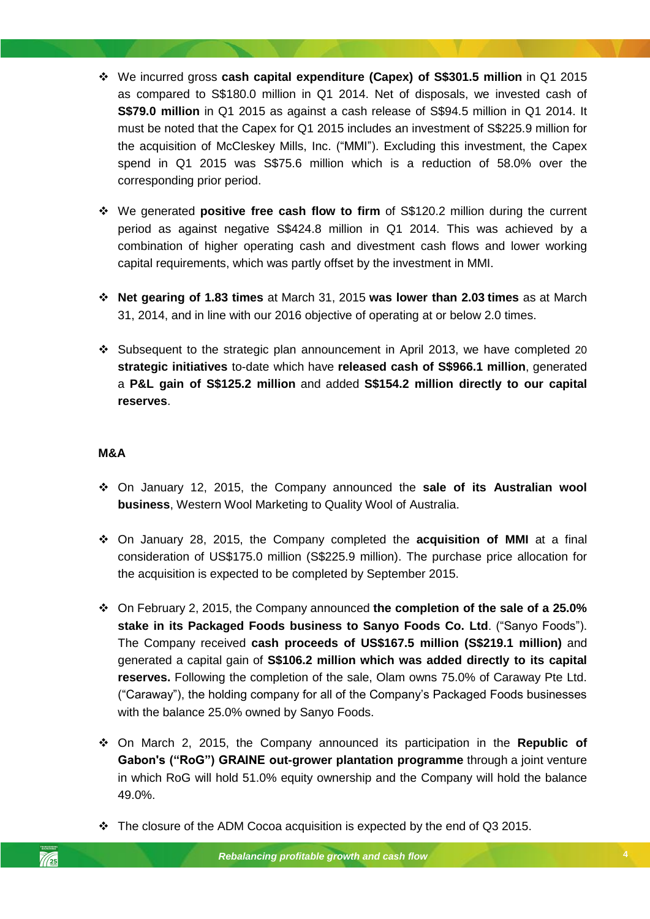- We incurred gross **cash capital expenditure (Capex) of S$301.5 million** in Q1 2015 as compared to S$180.0 million in Q1 2014. Net of disposals, we invested cash of **S$79.0 million** in Q1 2015 as against a cash release of S$94.5 million in Q1 2014. It must be noted that the Capex for Q1 2015 includes an investment of S$225.9 million for the acquisition of McCleskey Mills, Inc. ("MMI"). Excluding this investment, the Capex spend in Q1 2015 was S$75.6 million which is a reduction of 58.0% over the corresponding prior period.

- We generated **positive free cash flow to firm** of S$120.2 million during the current period as against negative S$424.8 million in Q1 2014. This was achieved by a combination of higher operating cash and divestment cash flows and lower working capital requirements, which was partly offset by the investment in MMI.

- **Net gearing of 1.83 times** at March 31, 2015 **was lower than 2.03 times** as at March 31, 2014, and in line with our 2016 objective of operating at or below 2.0 times.

- Subsequent to the strategic plan announcement in April 2013, we have completed 20 **strategic initiatives** to-date which have **released cash of S$966.1 million**, generated a **P&L gain of S$125.2 million** and added **S$154.2 million directly to our capital reserves**.

**M&A**

- On January 12, 2015, the Company announced the **sale of its Australian wool business**, Western Wool Marketing to Quality Wool of Australia.

- On January 28, 2015, the Company completed the **acquisition of MMI** at a final consideration of US$175.0 million (S$225.9 million). The purchase price allocation for the acquisition is expected to be completed by September 2015.

- On February 2, 2015, the Company announced **the completion of the sale of a 25.0% stake in its Packaged Foods business to Sanyo Foods Co. Ltd**. ("Sanyo Foods"). The Company received **cash proceeds of US$167.5 million (S$219.1 million)** and generated a capital gain of **S$106.2 million which was added directly to its capital reserves.** Following the completion of the sale, Olam owns 75.0% of Caraway Pte Ltd. ("Caraway"), the holding company for all of the Company's Packaged Foods businesses with the balance 25.0% owned by Sanyo Foods.

- On March 2, 2015, the Company announced its participation in the **Republic of Gabon's ("RoG") GRAINE out-grower plantation programme** through a joint venture in which RoG will hold 51.0% equity ownership and the Company will hold the balance 49.0%.

- The closure of the ADM Cocoa acquisition is expected by the end of Q3 2015.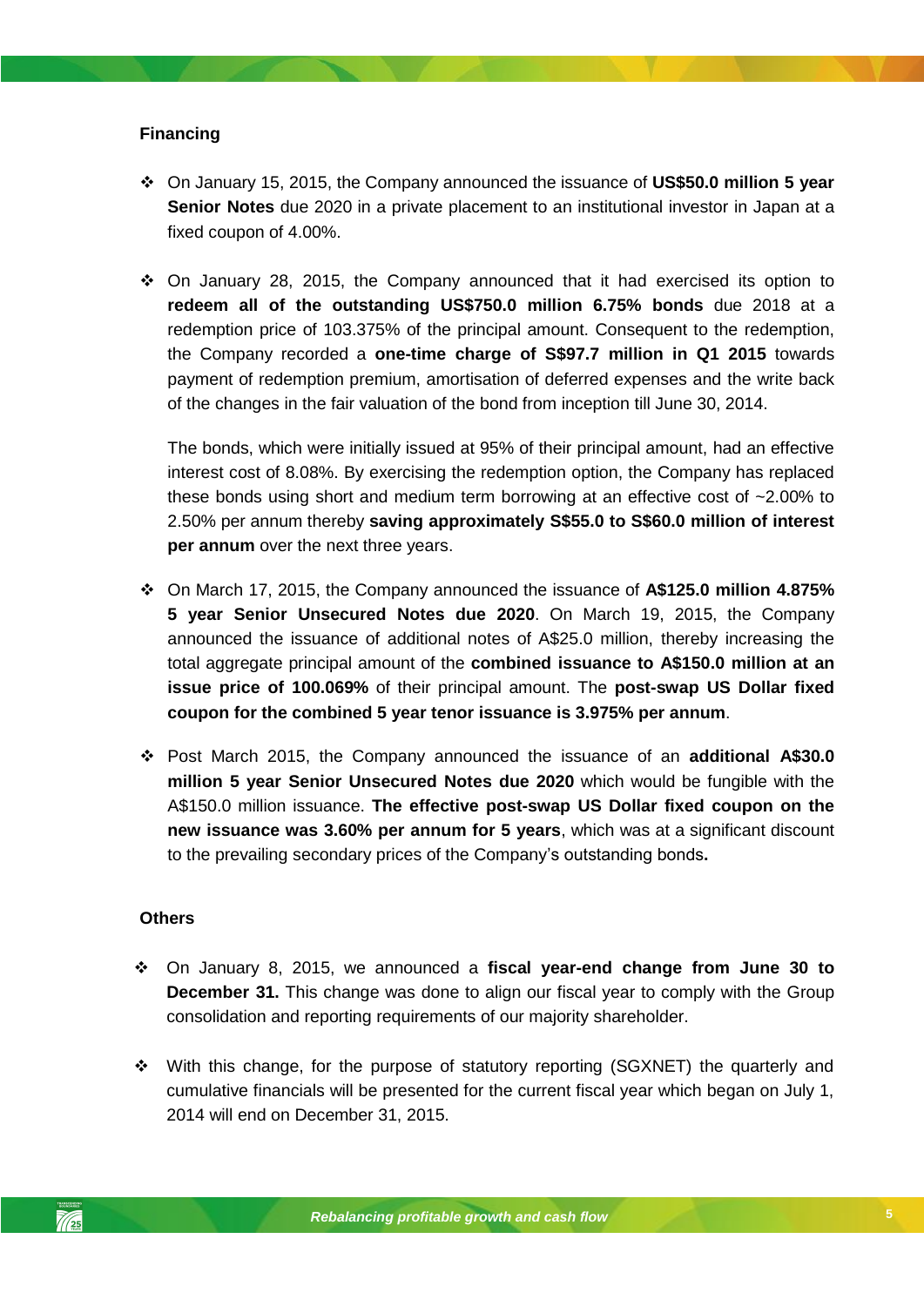### Financing

- On January 15, 2015, the Company announced the issuance of **US$50.0 million 5 year Senior Notes** due 2020 in a private placement to an institutional investor in Japan at a fixed coupon of 4.00%.

- On January 28, 2015, the Company announced that it had exercised its option to **redeem all of the outstanding US$750.0 million 6.75% bonds** due 2018 at a redemption price of 103.375% of the principal amount. Consequent to the redemption, the Company recorded a **one-time charge of S$97.7 million in Q1 2015** towards payment of redemption premium, amortisation of deferred expenses and the write back of the changes in the fair valuation of the bond from inception till June 30, 2014.

  The bonds, which were initially issued at 95% of their principal amount, had an effective interest cost of 8.08%. By exercising the redemption option, the Company has replaced these bonds using short and medium term borrowing at an effective cost of ~2.00% to 2.50% per annum thereby **saving approximately S$55.0 to S$60.0 million of interest per annum** over the next three years.

- On March 17, 2015, the Company announced the issuance of **A$125.0 million 4.875% 5 year Senior Unsecured Notes due 2020**. On March 19, 2015, the Company announced the issuance of additional notes of A$25.0 million, thereby increasing the total aggregate principal amount of the **combined issuance to A$150.0 million at an issue price of 100.069%** of their principal amount. The **post-swap US Dollar fixed coupon for the combined 5 year tenor issuance is 3.975% per annum**.

- Post March 2015, the Company announced the issuance of an **additional A$30.0 million 5 year Senior Unsecured Notes due 2020** which would be fungible with the A$150.0 million issuance. **The effective post-swap US Dollar fixed coupon on the new issuance was 3.60% per annum for 5 years**, which was at a significant discount to the prevailing secondary prices of the Company's outstanding bonds**.**

### Others

- On January 8, 2015, we announced a **fiscal year-end change from June 30 to December 31.** This change was done to align our fiscal year to comply with the Group consolidation and reporting requirements of our majority shareholder.

- With this change, for the purpose of statutory reporting (SGXNET) the quarterly and cumulative financials will be presented for the current fiscal year which began on July 1, 2014 will end on December 31, 2015.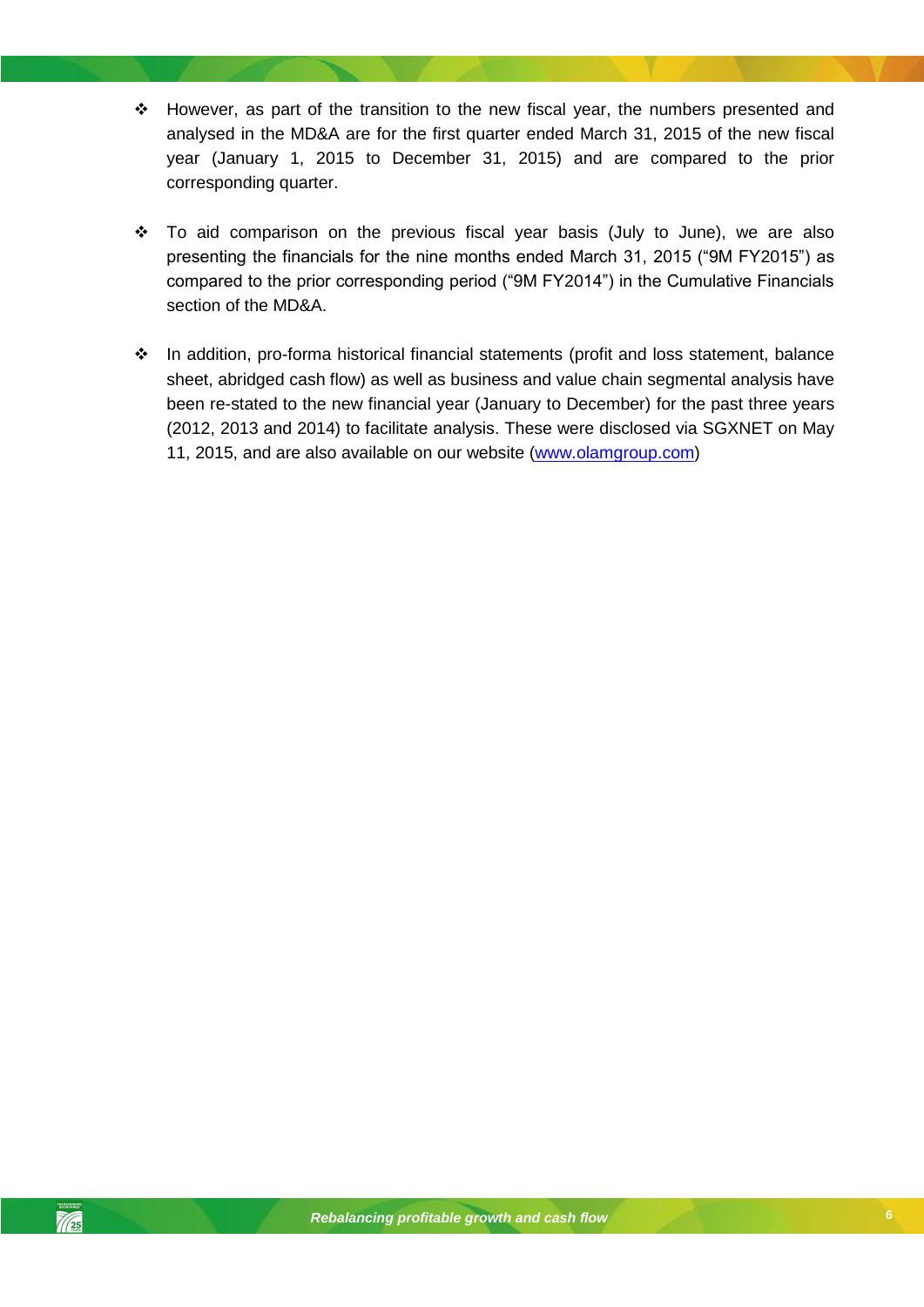- However, as part of the transition to the new fiscal year, the numbers presented and analysed in the MD&A are for the first quarter ended March 31, 2015 of the new fiscal year (January 1, 2015 to December 31, 2015) and are compared to the prior corresponding quarter.

- To aid comparison on the previous fiscal year basis (July to June), we are also presenting the financials for the nine months ended March 31, 2015 ("9M FY2015") as compared to the prior corresponding period ("9M FY2014") in the Cumulative Financials section of the MD&A.

- In addition, pro-forma historical financial statements (profit and loss statement, balance sheet, abridged cash flow) as well as business and value chain segmental analysis have been re-stated to the new financial year (January to December) for the past three years (2012, 2013 and 2014) to facilitate analysis. These were disclosed via SGXNET on May 11, 2015, and are also available on our website ([www.olamgroup.com](http://www.olamgroup.com))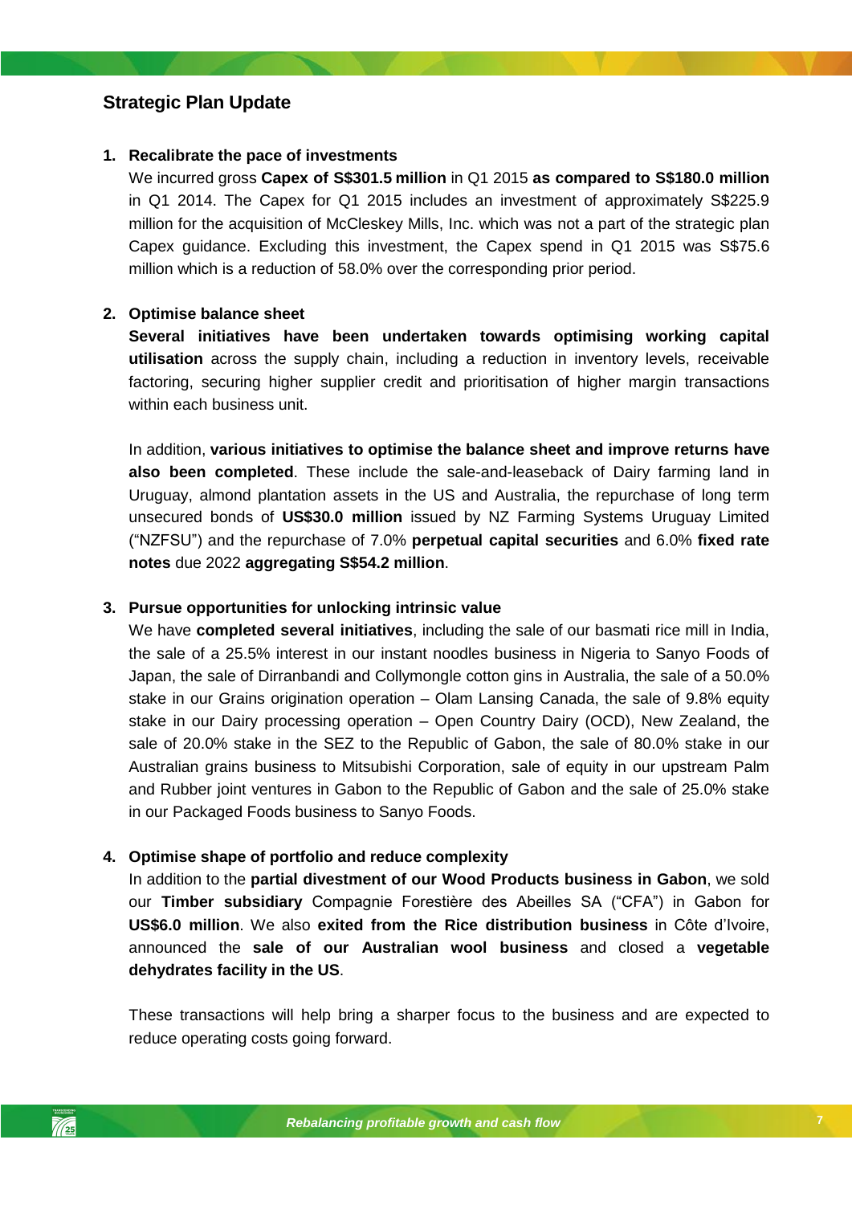## Strategic Plan Update

1. **Recalibrate the pace of investments**

   We incurred gross **Capex of S$301.5 million** in Q1 2015 **as compared to S$180.0 million** in Q1 2014. The Capex for Q1 2015 includes an investment of approximately S$225.9 million for the acquisition of McCleskey Mills, Inc. which was not a part of the strategic plan Capex guidance. Excluding this investment, the Capex spend in Q1 2015 was S$75.6 million which is a reduction of 58.0% over the corresponding prior period.

2. **Optimise balance sheet**

   **Several initiatives have been undertaken towards optimising working capital utilisation** across the supply chain, including a reduction in inventory levels, receivable factoring, securing higher supplier credit and prioritisation of higher margin transactions within each business unit.

   In addition, **various initiatives to optimise the balance sheet and improve returns have also been completed**. These include the sale-and-leaseback of Dairy farming land in Uruguay, almond plantation assets in the US and Australia, the repurchase of long term unsecured bonds of **US$30.0 million** issued by NZ Farming Systems Uruguay Limited ("NZFSU") and the repurchase of 7.0% **perpetual capital securities** and 6.0% **fixed rate notes** due 2022 **aggregating S$54.2 million**.

3. **Pursue opportunities for unlocking intrinsic value**

   We have **completed several initiatives**, including the sale of our basmati rice mill in India, the sale of a 25.5% interest in our instant noodles business in Nigeria to Sanyo Foods of Japan, the sale of Dirranbandi and Collymongle cotton gins in Australia, the sale of a 50.0% stake in our Grains origination operation – Olam Lansing Canada, the sale of 9.8% equity stake in our Dairy processing operation – Open Country Dairy (OCD), New Zealand, the sale of 20.0% stake in the SEZ to the Republic of Gabon, the sale of 80.0% stake in our Australian grains business to Mitsubishi Corporation, sale of equity in our upstream Palm and Rubber joint ventures in Gabon to the Republic of Gabon and the sale of 25.0% stake in our Packaged Foods business to Sanyo Foods.

4. **Optimise shape of portfolio and reduce complexity**

   In addition to the **partial divestment of our Wood Products business in Gabon**, we sold our **Timber subsidiary** Compagnie Forestière des Abeilles SA ("CFA") in Gabon for **US$6.0 million**. We also **exited from the Rice distribution business** in Côte d'Ivoire, announced the **sale of our Australian wool business** and closed a **vegetable dehydrates facility in the US**.

   These transactions will help bring a sharper focus to the business and are expected to reduce operating costs going forward.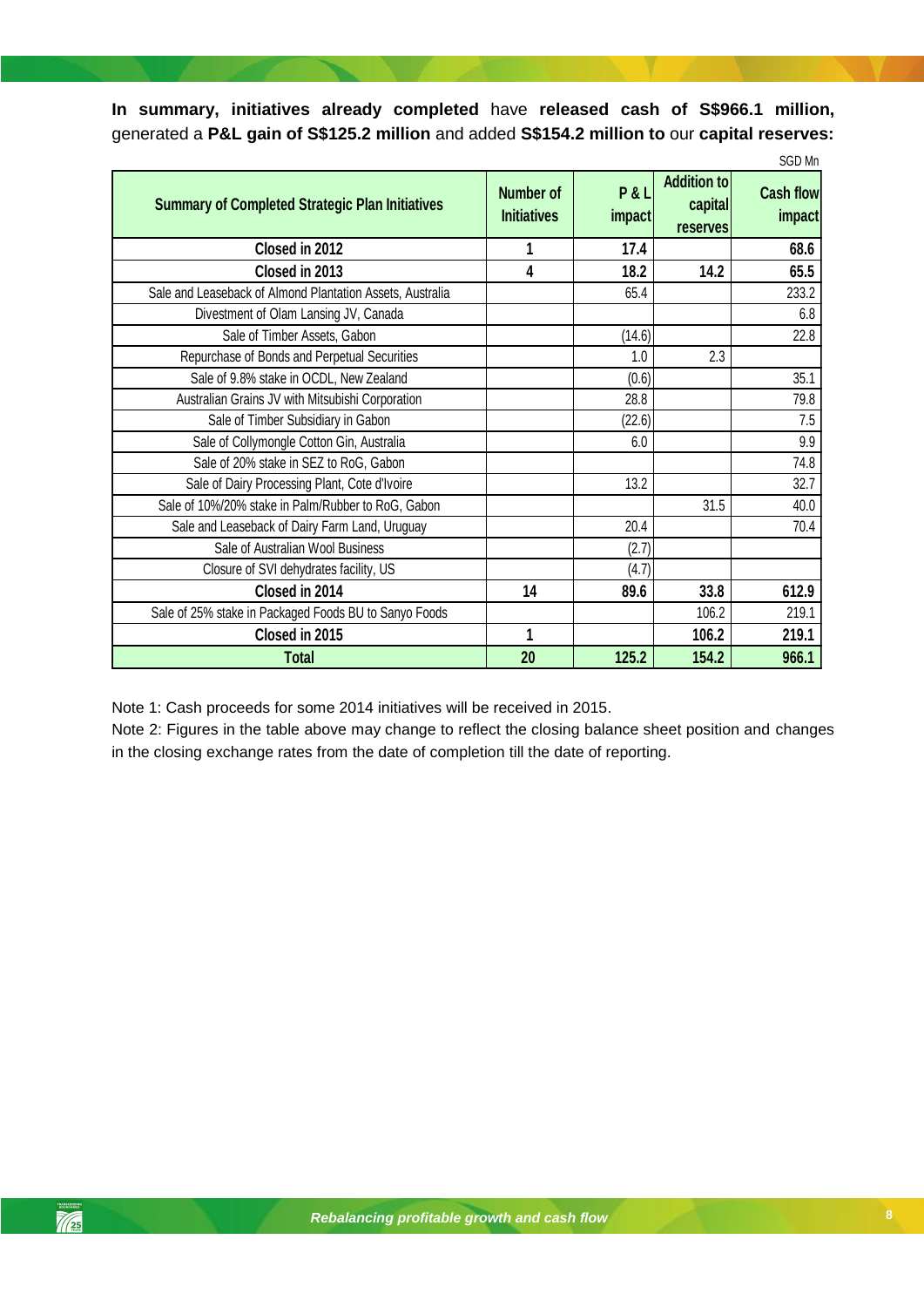**In summary, initiatives already completed** have **released cash of S$966.1 million,** generated a **P&L gain of S$125.2 million** and added **S$154.2 million to** our **capital reserves:**

SGD Mn

| Summary of Completed Strategic Plan Initiatives | Number of Initiatives | P & L impact | Addition to capital reserves | Cash flow impact |
|---|---|---|---|---|
| **Closed in 2012** | **1** | **17.4** | | **68.6** |
| **Closed in 2013** | **4** | **18.2** | **14.2** | **65.5** |
| Sale and Leaseback of Almond Plantation Assets, Australia | | 65.4 | | 233.2 |
| Divestment of Olam Lansing JV, Canada | | | | 6.8 |
| Sale of Timber Assets, Gabon | | (14.6) | | 22.8 |
| Repurchase of Bonds and Perpetual Securities | | 1.0 | 2.3 | |
| Sale of 9.8% stake in OCDL, New Zealand | | (0.6) | | 35.1 |
| Australian Grains JV with Mitsubishi Corporation | | 28.8 | | 79.8 |
| Sale of Timber Subsidiary in Gabon | | (22.6) | | 7.5 |
| Sale of Collymongle Cotton Gin, Australia | | 6.0 | | 9.9 |
| Sale of 20% stake in SEZ to RoG, Gabon | | | | 74.8 |
| Sale of Dairy Processing Plant, Cote d'Ivoire | | 13.2 | | 32.7 |
| Sale of 10%/20% stake in Palm/Rubber to RoG, Gabon | | | 31.5 | 40.0 |
| Sale and Leaseback of Dairy Farm Land, Uruguay | | 20.4 | | 70.4 |
| Sale of Australian Wool Business | | (2.7) | | |
| Closure of SVI dehydrates facility, US | | (4.7) | | |
| **Closed in 2014** | **14** | **89.6** | **33.8** | **612.9** |
| Sale of 25% stake in Packaged Foods BU to Sanyo Foods | | | 106.2 | 219.1 |
| **Closed in 2015** | **1** | | **106.2** | **219.1** |
| **Total** | **20** | **125.2** | **154.2** | **966.1** |

Note 1: Cash proceeds for some 2014 initiatives will be received in 2015.

Note 2: Figures in the table above may change to reflect the closing balance sheet position and changes in the closing exchange rates from the date of completion till the date of reporting.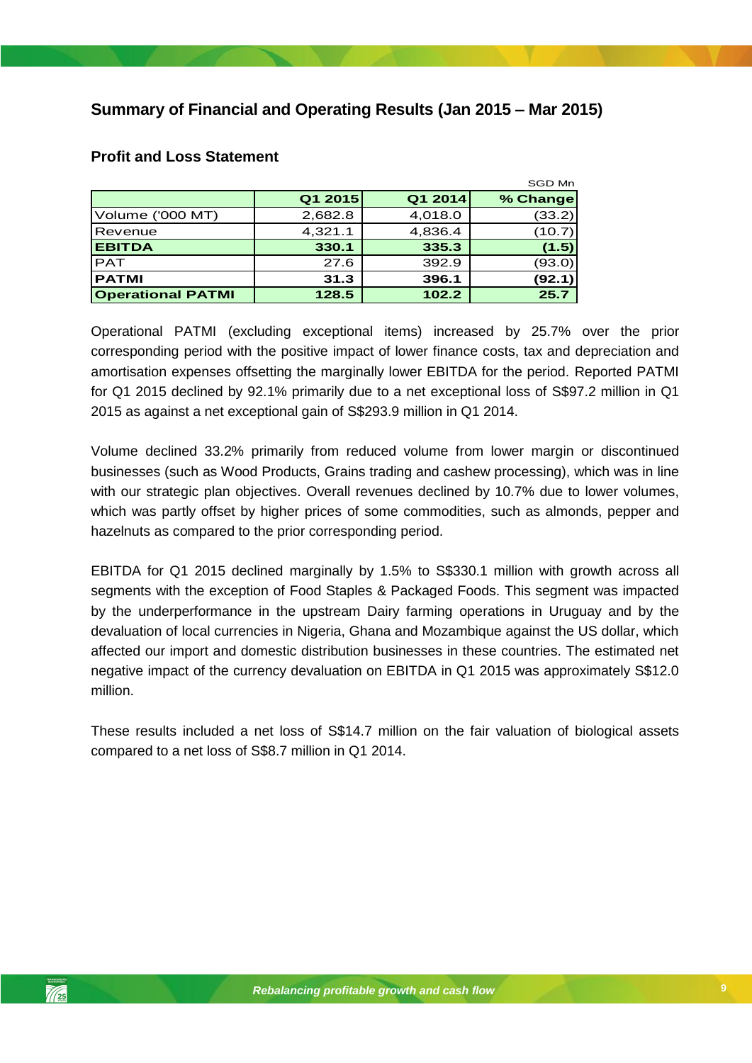## Summary of Financial and Operating Results (Jan 2015 – Mar 2015)

### Profit and Loss Statement

SGD Mn

| | Q1 2015 | Q1 2014 | % Change |
|---|---|---|---|
| Volume ('000 MT) | 2,682.8 | 4,018.0 | (33.2) |
| Revenue | 4,321.1 | 4,836.4 | (10.7) |
| **EBITDA** | **330.1** | **335.3** | **(1.5)** |
| PAT | 27.6 | 392.9 | (93.0) |
| **PATMI** | **31.3** | **396.1** | **(92.1)** |
| **Operational PATMI** | **128.5** | **102.2** | **25.7** |

Operational PATMI (excluding exceptional items) increased by 25.7% over the prior corresponding period with the positive impact of lower finance costs, tax and depreciation and amortisation expenses offsetting the marginally lower EBITDA for the period. Reported PATMI for Q1 2015 declined by 92.1% primarily due to a net exceptional loss of S$97.2 million in Q1 2015 as against a net exceptional gain of S$293.9 million in Q1 2014.

Volume declined 33.2% primarily from reduced volume from lower margin or discontinued businesses (such as Wood Products, Grains trading and cashew processing), which was in line with our strategic plan objectives. Overall revenues declined by 10.7% due to lower volumes, which was partly offset by higher prices of some commodities, such as almonds, pepper and hazelnuts as compared to the prior corresponding period.

EBITDA for Q1 2015 declined marginally by 1.5% to S$330.1 million with growth across all segments with the exception of Food Staples & Packaged Foods. This segment was impacted by the underperformance in the upstream Dairy farming operations in Uruguay and by the devaluation of local currencies in Nigeria, Ghana and Mozambique against the US dollar, which affected our import and domestic distribution businesses in these countries. The estimated net negative impact of the currency devaluation on EBITDA in Q1 2015 was approximately S$12.0 million.

These results included a net loss of S$14.7 million on the fair valuation of biological assets compared to a net loss of S$8.7 million in Q1 2014.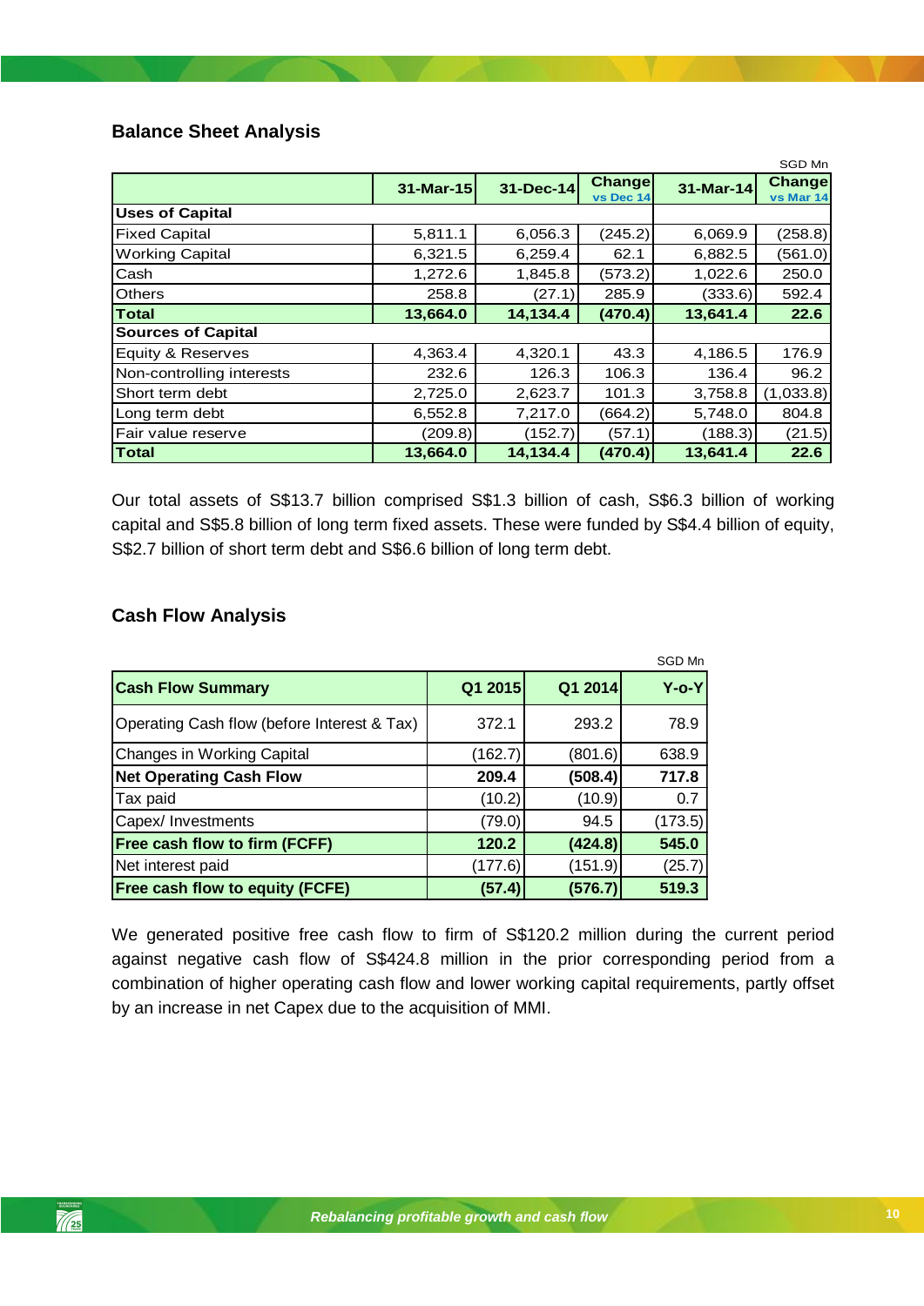## Balance Sheet Analysis

SGD Mn

| | 31-Mar-15 | 31-Dec-14 | Change vs Dec 14 | 31-Mar-14 | Change vs Mar 14 |
|---|---|---|---|---|---|
| **Uses of Capital** | | | | | |
| Fixed Capital | 5,811.1 | 6,056.3 | (245.2) | 6,069.9 | (258.8) |
| Working Capital | 6,321.5 | 6,259.4 | 62.1 | 6,882.5 | (561.0) |
| Cash | 1,272.6 | 1,845.8 | (573.2) | 1,022.6 | 250.0 |
| Others | 258.8 | (27.1) | 285.9 | (333.6) | 592.4 |
| **Total** | **13,664.0** | **14,134.4** | **(470.4)** | **13,641.4** | **22.6** |
| **Sources of Capital** | | | | | |
| Equity & Reserves | 4,363.4 | 4,320.1 | 43.3 | 4,186.5 | 176.9 |
| Non-controlling interests | 232.6 | 126.3 | 106.3 | 136.4 | 96.2 |
| Short term debt | 2,725.0 | 2,623.7 | 101.3 | 3,758.8 | (1,033.8) |
| Long term debt | 6,552.8 | 7,217.0 | (664.2) | 5,748.0 | 804.8 |
| Fair value reserve | (209.8) | (152.7) | (57.1) | (188.3) | (21.5) |
| **Total** | **13,664.0** | **14,134.4** | **(470.4)** | **13,641.4** | **22.6** |

Our total assets of S$13.7 billion comprised S$1.3 billion of cash, S$6.3 billion of working capital and S$5.8 billion of long term fixed assets. These were funded by S$4.4 billion of equity, S$2.7 billion of short term debt and S$6.6 billion of long term debt.

## Cash Flow Analysis

SGD Mn

| Cash Flow Summary | Q1 2015 | Q1 2014 | Y-o-Y |
|---|---|---|---|
| Operating Cash flow (before Interest & Tax) | 372.1 | 293.2 | 78.9 |
| Changes in Working Capital | (162.7) | (801.6) | 638.9 |
| **Net Operating Cash Flow** | **209.4** | **(508.4)** | **717.8** |
| Tax paid | (10.2) | (10.9) | 0.7 |
| Capex/ Investments | (79.0) | 94.5 | (173.5) |
| **Free cash flow to firm (FCFF)** | **120.2** | **(424.8)** | **545.0** |
| Net interest paid | (177.6) | (151.9) | (25.7) |
| **Free cash flow to equity (FCFE)** | **(57.4)** | **(576.7)** | **519.3** |

We generated positive free cash flow to firm of S$120.2 million during the current period against negative cash flow of S$424.8 million in the prior corresponding period from a combination of higher operating cash flow and lower working capital requirements, partly offset by an increase in net Capex due to the acquisition of MMI.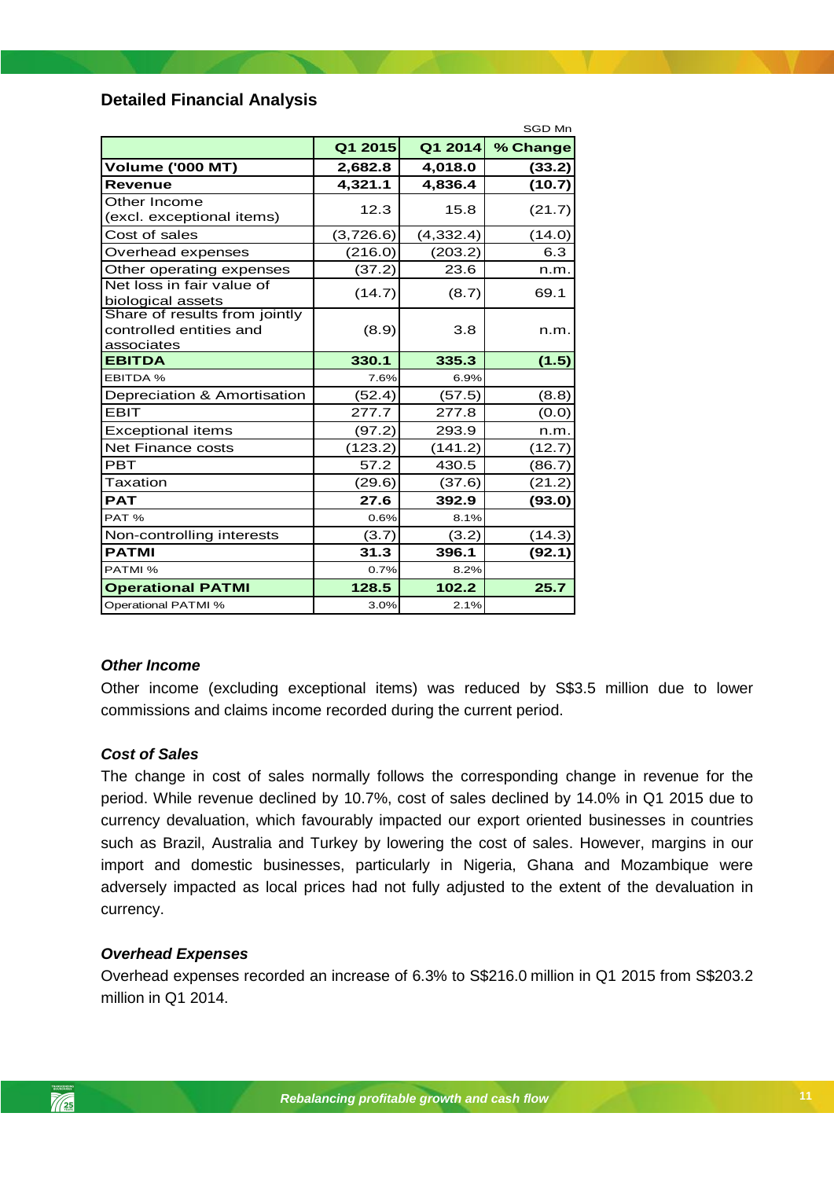## Detailed Financial Analysis

SGD Mn

| | Q1 2015 | Q1 2014 | % Change |
|---|---|---|---|
| **Volume ('000 MT)** | **2,682.8** | **4,018.0** | **(33.2)** |
| **Revenue** | **4,321.1** | **4,836.4** | **(10.7)** |
| Other Income (excl. exceptional items) | 12.3 | 15.8 | (21.7) |
| Cost of sales | (3,726.6) | (4,332.4) | (14.0) |
| Overhead expenses | (216.0) | (203.2) | 6.3 |
| Other operating expenses | (37.2) | 23.6 | n.m. |
| Net loss in fair value of biological assets | (14.7) | (8.7) | 69.1 |
| Share of results from jointly controlled entities and associates | (8.9) | 3.8 | n.m. |
| **EBITDA** | **330.1** | **335.3** | **(1.5)** |
| EBITDA % | 7.6% | 6.9% | |
| Depreciation & Amortisation | (52.4) | (57.5) | (8.8) |
| EBIT | 277.7 | 277.8 | (0.0) |
| Exceptional items | (97.2) | 293.9 | n.m. |
| Net Finance costs | (123.2) | (141.2) | (12.7) |
| PBT | 57.2 | 430.5 | (86.7) |
| Taxation | (29.6) | (37.6) | (21.2) |
| **PAT** | **27.6** | **392.9** | **(93.0)** |
| PAT % | 0.6% | 8.1% | |
| Non-controlling interests | (3.7) | (3.2) | (14.3) |
| **PATMI** | **31.3** | **396.1** | **(92.1)** |
| PATMI % | 0.7% | 8.2% | |
| **Operational PATMI** | **128.5** | **102.2** | **25.7** |
| Operational PATMI % | 3.0% | 2.1% | |

### *Other Income*

Other income (excluding exceptional items) was reduced by S$3.5 million due to lower commissions and claims income recorded during the current period.

### *Cost of Sales*

The change in cost of sales normally follows the corresponding change in revenue for the period. While revenue declined by 10.7%, cost of sales declined by 14.0% in Q1 2015 due to currency devaluation, which favourably impacted our export oriented businesses in countries such as Brazil, Australia and Turkey by lowering the cost of sales. However, margins in our import and domestic businesses, particularly in Nigeria, Ghana and Mozambique were adversely impacted as local prices had not fully adjusted to the extent of the devaluation in currency.

### *Overhead Expenses*

Overhead expenses recorded an increase of 6.3% to S$216.0 million in Q1 2015 from S$203.2 million in Q1 2014.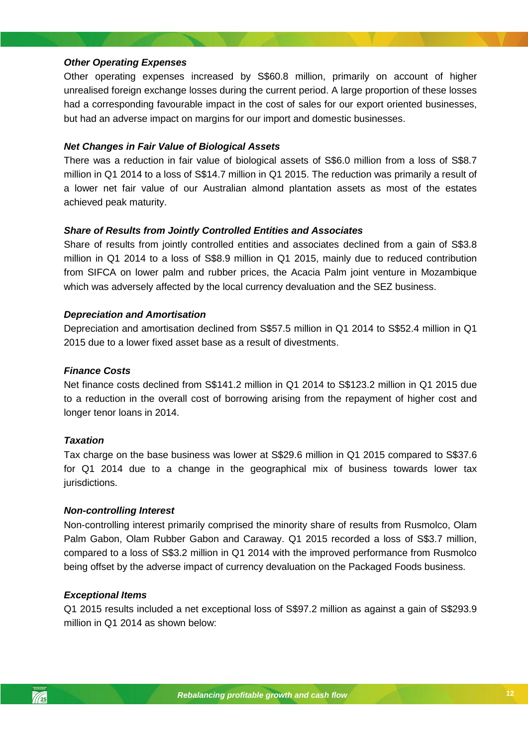***Other Operating Expenses***

Other operating expenses increased by S$60.8 million, primarily on account of higher unrealised foreign exchange losses during the current period. A large proportion of these losses had a corresponding favourable impact in the cost of sales for our export oriented businesses, but had an adverse impact on margins for our import and domestic businesses.

***Net Changes in Fair Value of Biological Assets***

There was a reduction in fair value of biological assets of S$6.0 million from a loss of S$8.7 million in Q1 2014 to a loss of S$14.7 million in Q1 2015. The reduction was primarily a result of a lower net fair value of our Australian almond plantation assets as most of the estates achieved peak maturity.

***Share of Results from Jointly Controlled Entities and Associates***

Share of results from jointly controlled entities and associates declined from a gain of S$3.8 million in Q1 2014 to a loss of S$8.9 million in Q1 2015, mainly due to reduced contribution from SIFCA on lower palm and rubber prices, the Acacia Palm joint venture in Mozambique which was adversely affected by the local currency devaluation and the SEZ business.

***Depreciation and Amortisation***

Depreciation and amortisation declined from S$57.5 million in Q1 2014 to S$52.4 million in Q1 2015 due to a lower fixed asset base as a result of divestments.

***Finance Costs***

Net finance costs declined from S$141.2 million in Q1 2014 to S$123.2 million in Q1 2015 due to a reduction in the overall cost of borrowing arising from the repayment of higher cost and longer tenor loans in 2014.

***Taxation***

Tax charge on the base business was lower at S$29.6 million in Q1 2015 compared to S$37.6 for Q1 2014 due to a change in the geographical mix of business towards lower tax jurisdictions.

***Non-controlling Interest***

Non-controlling interest primarily comprised the minority share of results from Rusmolco, Olam Palm Gabon, Olam Rubber Gabon and Caraway. Q1 2015 recorded a loss of S$3.7 million, compared to a loss of S$3.2 million in Q1 2014 with the improved performance from Rusmolco being offset by the adverse impact of currency devaluation on the Packaged Foods business.

***Exceptional Items***

Q1 2015 results included a net exceptional loss of S$97.2 million as against a gain of S$293.9 million in Q1 2014 as shown below: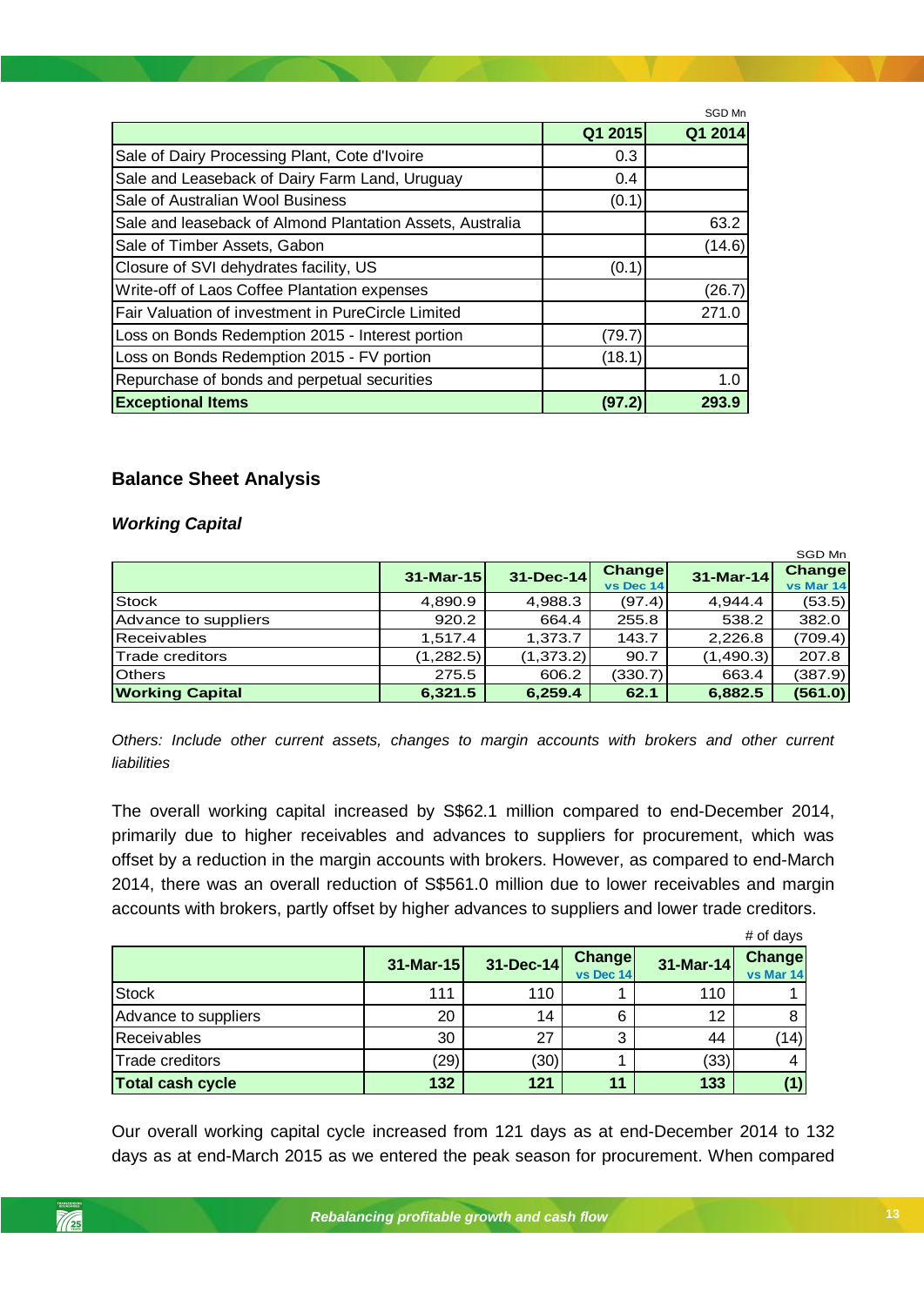SGD Mn

| | Q1 2015 | Q1 2014 |
|---|---|---|
| Sale of Dairy Processing Plant, Cote d'Ivoire | 0.3 | |
| Sale and Leaseback of Dairy Farm Land, Uruguay | 0.4 | |
| Sale of Australian Wool Business | (0.1) | |
| Sale and leaseback of Almond Plantation Assets, Australia | | 63.2 |
| Sale of Timber Assets, Gabon | | (14.6) |
| Closure of SVI dehydrates facility, US | (0.1) | |
| Write-off of Laos Coffee Plantation expenses | | (26.7) |
| Fair Valuation of investment in PureCircle Limited | | 271.0 |
| Loss on Bonds Redemption 2015 - Interest portion | (79.7) | |
| Loss on Bonds Redemption 2015 - FV portion | (18.1) | |
| Repurchase of bonds and perpetual securities | | 1.0 |
| **Exceptional Items** | **(97.2)** | **293.9** |

## Balance Sheet Analysis

### *Working Capital*

SGD Mn

| | 31-Mar-15 | 31-Dec-14 | Change vs Dec 14 | 31-Mar-14 | Change vs Mar 14 |
|---|---|---|---|---|---|
| Stock | 4,890.9 | 4,988.3 | (97.4) | 4,944.4 | (53.5) |
| Advance to suppliers | 920.2 | 664.4 | 255.8 | 538.2 | 382.0 |
| Receivables | 1,517.4 | 1,373.7 | 143.7 | 2,226.8 | (709.4) |
| Trade creditors | (1,282.5) | (1,373.2) | 90.7 | (1,490.3) | 207.8 |
| Others | 275.5 | 606.2 | (330.7) | 663.4 | (387.9) |
| **Working Capital** | **6,321.5** | **6,259.4** | **62.1** | **6,882.5** | **(561.0)** |

*Others: Include other current assets, changes to margin accounts with brokers and other current liabilities*

The overall working capital increased by S$62.1 million compared to end-December 2014, primarily due to higher receivables and advances to suppliers for procurement, which was offset by a reduction in the margin accounts with brokers. However, as compared to end-March 2014, there was an overall reduction of S$561.0 million due to lower receivables and margin accounts with brokers, partly offset by higher advances to suppliers and lower trade creditors.

\# of days

| | 31-Mar-15 | 31-Dec-14 | Change vs Dec 14 | 31-Mar-14 | Change vs Mar 14 |
|---|---|---|---|---|---|
| Stock | 111 | 110 | 1 | 110 | 1 |
| Advance to suppliers | 20 | 14 | 6 | 12 | 8 |
| Receivables | 30 | 27 | 3 | 44 | (14) |
| Trade creditors | (29) | (30) | 1 | (33) | 4 |
| **Total cash cycle** | **132** | **121** | **11** | **133** | **(1)** |

Our overall working capital cycle increased from 121 days as at end-December 2014 to 132 days as at end-March 2015 as we entered the peak season for procurement. When compared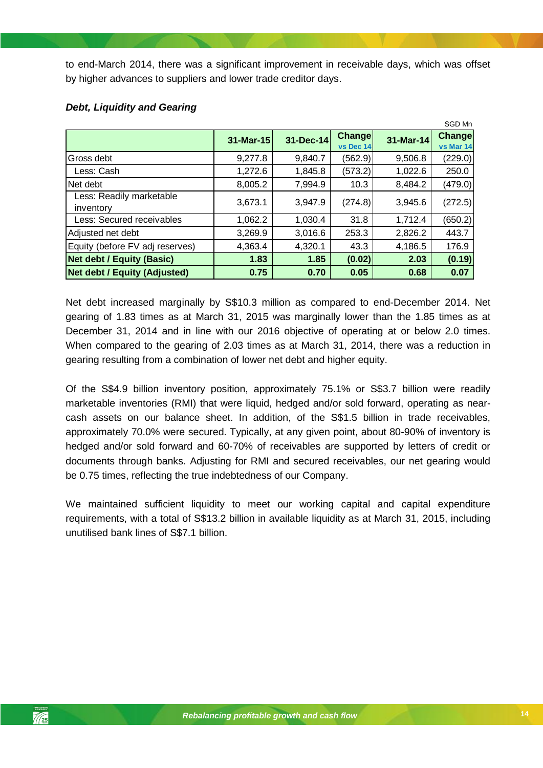to end-March 2014, there was a significant improvement in receivable days, which was offset by higher advances to suppliers and lower trade creditor days.

***Debt, Liquidity and Gearing***

SGD Mn

| | 31-Mar-15 | 31-Dec-14 | Change vs Dec 14 | 31-Mar-14 | Change vs Mar 14 |
|---|---|---|---|---|---|
| Gross debt | 9,277.8 | 9,840.7 | (562.9) | 9,506.8 | (229.0) |
| Less: Cash | 1,272.6 | 1,845.8 | (573.2) | 1,022.6 | 250.0 |
| Net debt | 8,005.2 | 7,994.9 | 10.3 | 8,484.2 | (479.0) |
| Less: Readily marketable inventory | 3,673.1 | 3,947.9 | (274.8) | 3,945.6 | (272.5) |
| Less: Secured receivables | 1,062.2 | 1,030.4 | 31.8 | 1,712.4 | (650.2) |
| Adjusted net debt | 3,269.9 | 3,016.6 | 253.3 | 2,826.2 | 443.7 |
| Equity (before FV adj reserves) | 4,363.4 | 4,320.1 | 43.3 | 4,186.5 | 176.9 |
| **Net debt / Equity (Basic)** | **1.83** | **1.85** | **(0.02)** | **2.03** | **(0.19)** |
| **Net debt / Equity (Adjusted)** | **0.75** | **0.70** | **0.05** | **0.68** | **0.07** |

Net debt increased marginally by S$10.3 million as compared to end-December 2014. Net gearing of 1.83 times as at March 31, 2015 was marginally lower than the 1.85 times as at December 31, 2014 and in line with our 2016 objective of operating at or below 2.0 times. When compared to the gearing of 2.03 times as at March 31, 2014, there was a reduction in gearing resulting from a combination of lower net debt and higher equity.

Of the S$4.9 billion inventory position, approximately 75.1% or S$3.7 billion were readily marketable inventories (RMI) that were liquid, hedged and/or sold forward, operating as near-cash assets on our balance sheet. In addition, of the S$1.5 billion in trade receivables, approximately 70.0% were secured. Typically, at any given point, about 80-90% of inventory is hedged and/or sold forward and 60-70% of receivables are supported by letters of credit or documents through banks. Adjusting for RMI and secured receivables, our net gearing would be 0.75 times, reflecting the true indebtedness of our Company.

We maintained sufficient liquidity to meet our working capital and capital expenditure requirements, with a total of S$13.2 billion in available liquidity as at March 31, 2015, including unutilised bank lines of S$7.1 billion.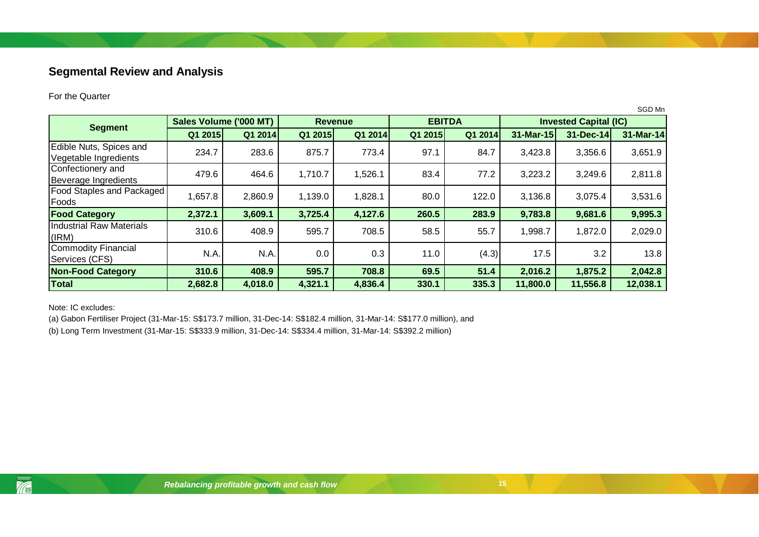## Segmental Review and Analysis

For the Quarter

SGD Mn

| Segment | Sales Volume ('000 MT) | | Revenue | | EBITDA | | Invested Capital (IC) | | |
|---|---|---|---|---|---|---|---|---|---|
| | Q1 2015 | Q1 2014 | Q1 2015 | Q1 2014 | Q1 2015 | Q1 2014 | 31-Mar-15 | 31-Dec-14 | 31-Mar-14 |
| Edible Nuts, Spices and Vegetable Ingredients | 234.7 | 283.6 | 875.7 | 773.4 | 97.1 | 84.7 | 3,423.8 | 3,356.6 | 3,651.9 |
| Confectionery and Beverage Ingredients | 479.6 | 464.6 | 1,710.7 | 1,526.1 | 83.4 | 77.2 | 3,223.2 | 3,249.6 | 2,811.8 |
| Food Staples and Packaged Foods | 1,657.8 | 2,860.9 | 1,139.0 | 1,828.1 | 80.0 | 122.0 | 3,136.8 | 3,075.4 | 3,531.6 |
| **Food Category** | **2,372.1** | **3,609.1** | **3,725.4** | **4,127.6** | **260.5** | **283.9** | **9,783.8** | **9,681.6** | **9,995.3** |
| Industrial Raw Materials (IRM) | 310.6 | 408.9 | 595.7 | 708.5 | 58.5 | 55.7 | 1,998.7 | 1,872.0 | 2,029.0 |
| Commodity Financial Services (CFS) | N.A. | N.A. | 0.0 | 0.3 | 11.0 | (4.3) | 17.5 | 3.2 | 13.8 |
| **Non-Food Category** | **310.6** | **408.9** | **595.7** | **708.8** | **69.5** | **51.4** | **2,016.2** | **1,875.2** | **2,042.8** |
| **Total** | **2,682.8** | **4,018.0** | **4,321.1** | **4,836.4** | **330.1** | **335.3** | **11,800.0** | **11,556.8** | **12,038.1** |

Note: IC excludes:

(a) Gabon Fertiliser Project (31-Mar-15: S$173.7 million, 31-Dec-14: S$182.4 million, 31-Mar-14: S$177.0 million), and

(b) Long Term Investment (31-Mar-15: S$333.9 million, 31-Dec-14: S$334.4 million, 31-Mar-14: S$392.2 million)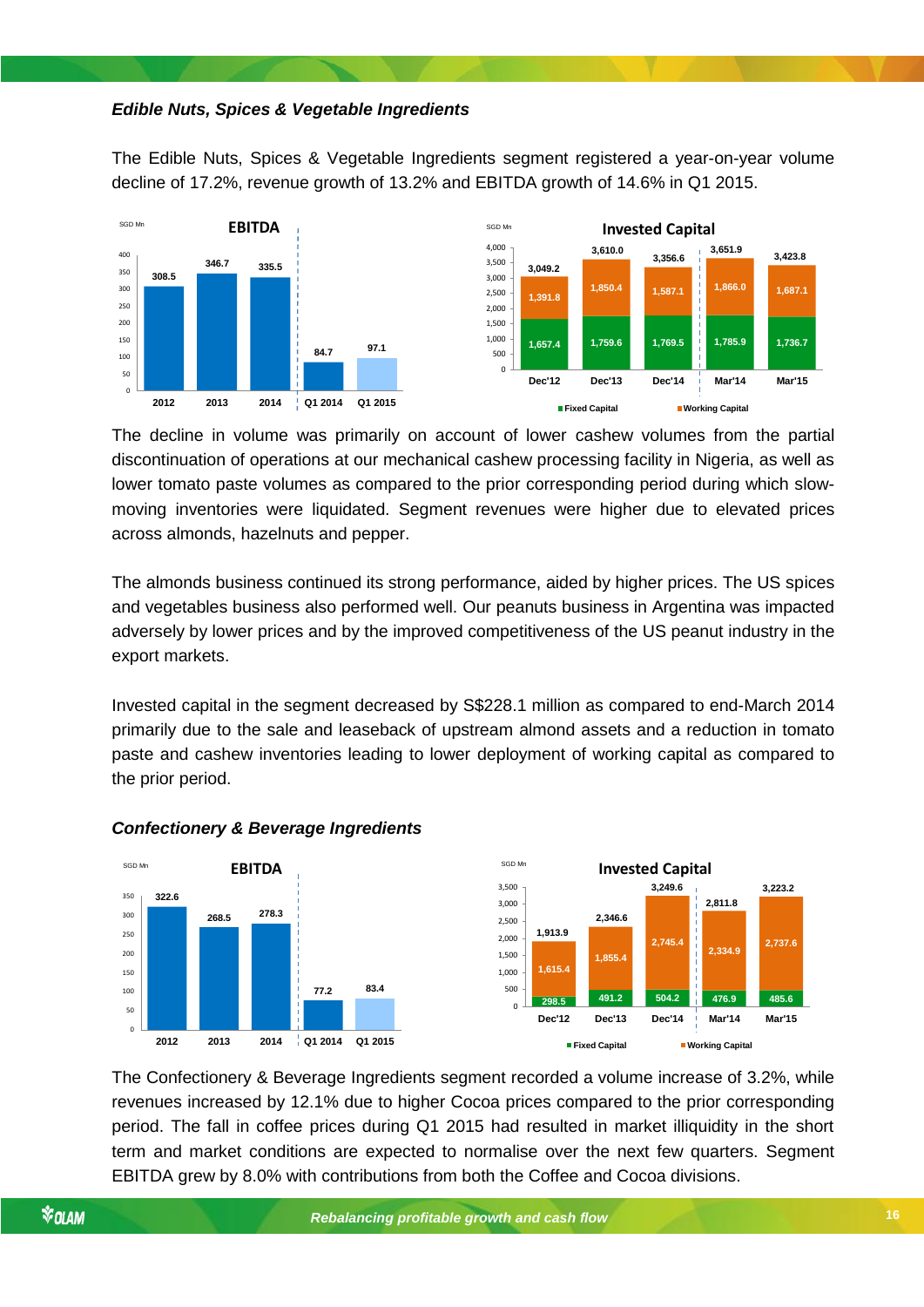***Edible Nuts, Spices & Vegetable Ingredients***

The Edible Nuts, Spices & Vegetable Ingredients segment registered a year-on-year volume decline of 17.2%, revenue growth of 13.2% and EBITDA growth of 14.6% in Q1 2015.

**EBITDA** (SGD Mn)

| 2012 | 2013 | 2014 | Q1 2014 | Q1 2015 |
|---|---|---|---|---|
| 308.5 | 346.7 | 335.5 | 84.7 | 97.1 |

**Invested Capital** (SGD Mn)

| | Dec'12 | Dec'13 | Dec'14 | Mar'14 | Mar'15 |
|---|---|---|---|---|---|
| Fixed Capital | 1,657.4 | 1,759.6 | 1,769.5 | 1,785.9 | 1,736.7 |
| Working Capital | 1,391.8 | 1,850.4 | 1,587.1 | 1,866.0 | 1,687.1 |
| Total | 3,049.2 | 3,610.0 | 3,356.6 | 3,651.9 | 3,423.8 |

The decline in volume was primarily on account of lower cashew volumes from the partial discontinuation of operations at our mechanical cashew processing facility in Nigeria, as well as lower tomato paste volumes as compared to the prior corresponding period during which slow-moving inventories were liquidated. Segment revenues were higher due to elevated prices across almonds, hazelnuts and pepper.

The almonds business continued its strong performance, aided by higher prices. The US spices and vegetables business also performed well. Our peanuts business in Argentina was impacted adversely by lower prices and by the improved competitiveness of the US peanut industry in the export markets.

Invested capital in the segment decreased by S$228.1 million as compared to end-March 2014 primarily due to the sale and leaseback of upstream almond assets and a reduction in tomato paste and cashew inventories leading to lower deployment of working capital as compared to the prior period.

***Confectionery & Beverage Ingredients***

**EBITDA** (SGD Mn)

| 2012 | 2013 | 2014 | Q1 2014 | Q1 2015 |
|---|---|---|---|---|
| 322.6 | 268.5 | 278.3 | 77.2 | 83.4 |

**Invested Capital** (SGD Mn)

| | Dec'12 | Dec'13 | Dec'14 | Mar'14 | Mar'15 |
|---|---|---|---|---|---|
| Fixed Capital | 298.5 | 491.2 | 504.2 | 476.9 | 485.6 |
| Working Capital | 1,615.4 | 1,855.4 | 2,745.4 | 2,334.9 | 2,737.6 |
| Total | 1,913.9 | 2,346.6 | 3,249.6 | 2,811.8 | 3,223.2 |

The Confectionery & Beverage Ingredients segment recorded a volume increase of 3.2%, while revenues increased by 12.1% due to higher Cocoa prices compared to the prior corresponding period. The fall in coffee prices during Q1 2015 had resulted in market illiquidity in the short term and market conditions are expected to normalise over the next few quarters. Segment EBITDA grew by 8.0% with contributions from both the Coffee and Cocoa divisions.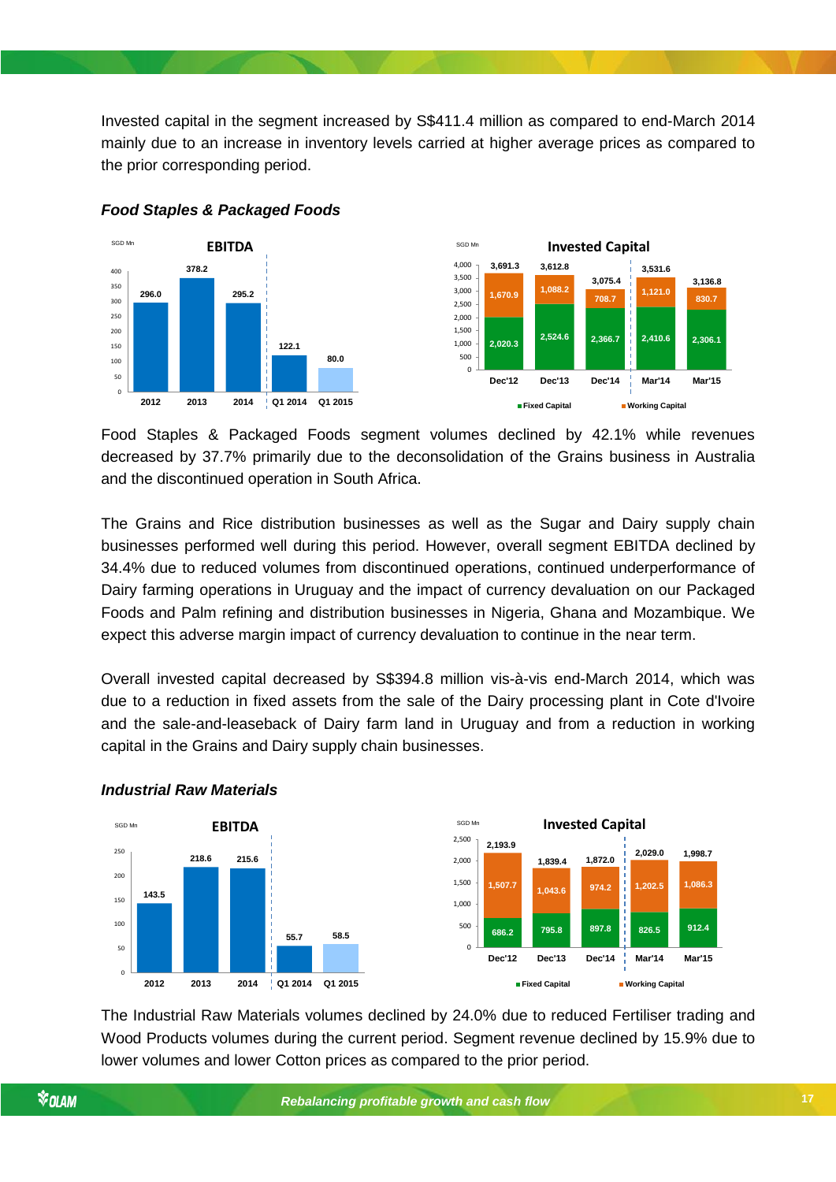Invested capital in the segment increased by S$411.4 million as compared to end-March 2014 mainly due to an increase in inventory levels carried at higher average prices as compared to the prior corresponding period.

***Food Staples & Packaged Foods***

**EBITDA** (SGD Mn)

| 2012 | 2013 | 2014 | Q1 2014 | Q1 2015 |
|---|---|---|---|---|
| 296.0 | 378.2 | 295.2 | 122.1 | 80.0 |

**Invested Capital** (SGD Mn)

| | Dec'12 | Dec'13 | Dec'14 | Mar'14 | Mar'15 |
|---|---|---|---|---|---|
| Fixed Capital | 2,020.3 | 2,524.6 | 2,366.7 | 2,410.6 | 2,306.1 |
| Working Capital | 1,670.9 | 1,088.2 | 708.7 | 1,121.0 | 830.7 |
| Total | 3,691.3 | 3,612.8 | 3,075.4 | 3,531.6 | 3,136.8 |

Food Staples & Packaged Foods segment volumes declined by 42.1% while revenues decreased by 37.7% primarily due to the deconsolidation of the Grains business in Australia and the discontinued operation in South Africa.

The Grains and Rice distribution businesses as well as the Sugar and Dairy supply chain businesses performed well during this period. However, overall segment EBITDA declined by 34.4% due to reduced volumes from discontinued operations, continued underperformance of Dairy farming operations in Uruguay and the impact of currency devaluation on our Packaged Foods and Palm refining and distribution businesses in Nigeria, Ghana and Mozambique. We expect this adverse margin impact of currency devaluation to continue in the near term.

Overall invested capital decreased by S$394.8 million vis-à-vis end-March 2014, which was due to a reduction in fixed assets from the sale of the Dairy processing plant in Cote d'Ivoire and the sale-and-leaseback of Dairy farm land in Uruguay and from a reduction in working capital in the Grains and Dairy supply chain businesses.

***Industrial Raw Materials***

**EBITDA** (SGD Mn)

| 2012 | 2013 | 2014 | Q1 2014 | Q1 2015 |
|---|---|---|---|---|
| 143.5 | 218.6 | 215.6 | 55.7 | 58.5 |

**Invested Capital** (SGD Mn)

| | Dec'12 | Dec'13 | Dec'14 | Mar'14 | Mar'15 |
|---|---|---|---|---|---|
| Fixed Capital | 686.2 | 795.8 | 897.8 | 826.5 | 912.4 |
| Working Capital | 1,507.7 | 1,043.6 | 974.2 | 1,202.5 | 1,086.3 |
| Total | 2,193.9 | 1,839.4 | 1,872.0 | 2,029.0 | 1,998.7 |

The Industrial Raw Materials volumes declined by 24.0% due to reduced Fertiliser trading and Wood Products volumes during the current period. Segment revenue declined by 15.9% due to lower volumes and lower Cotton prices as compared to the prior period.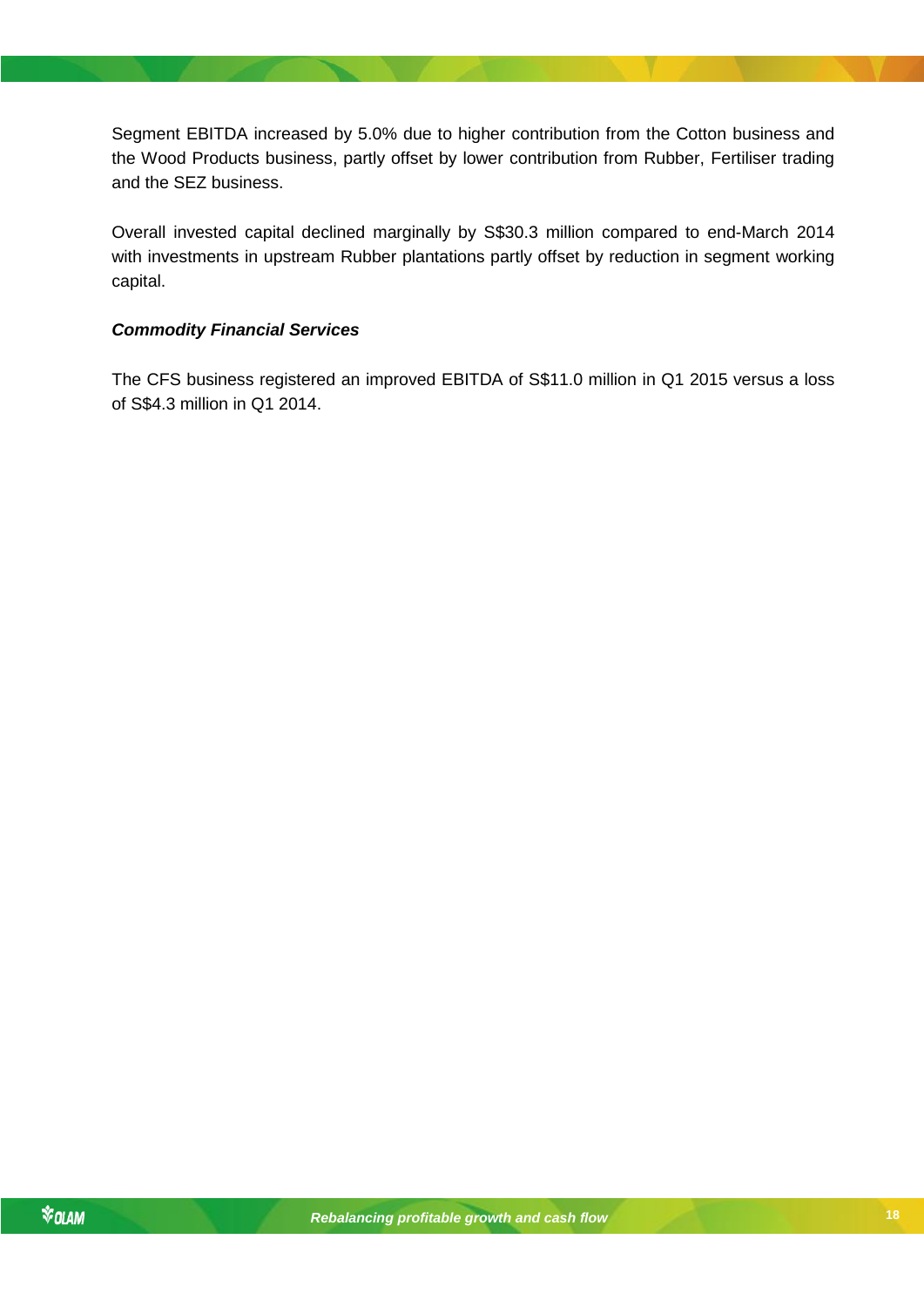Segment EBITDA increased by 5.0% due to higher contribution from the Cotton business and the Wood Products business, partly offset by lower contribution from Rubber, Fertiliser trading and the SEZ business.

Overall invested capital declined marginally by S$30.3 million compared to end-March 2014 with investments in upstream Rubber plantations partly offset by reduction in segment working capital.

***Commodity Financial Services***

The CFS business registered an improved EBITDA of S$11.0 million in Q1 2015 versus a loss of S$4.3 million in Q1 2014.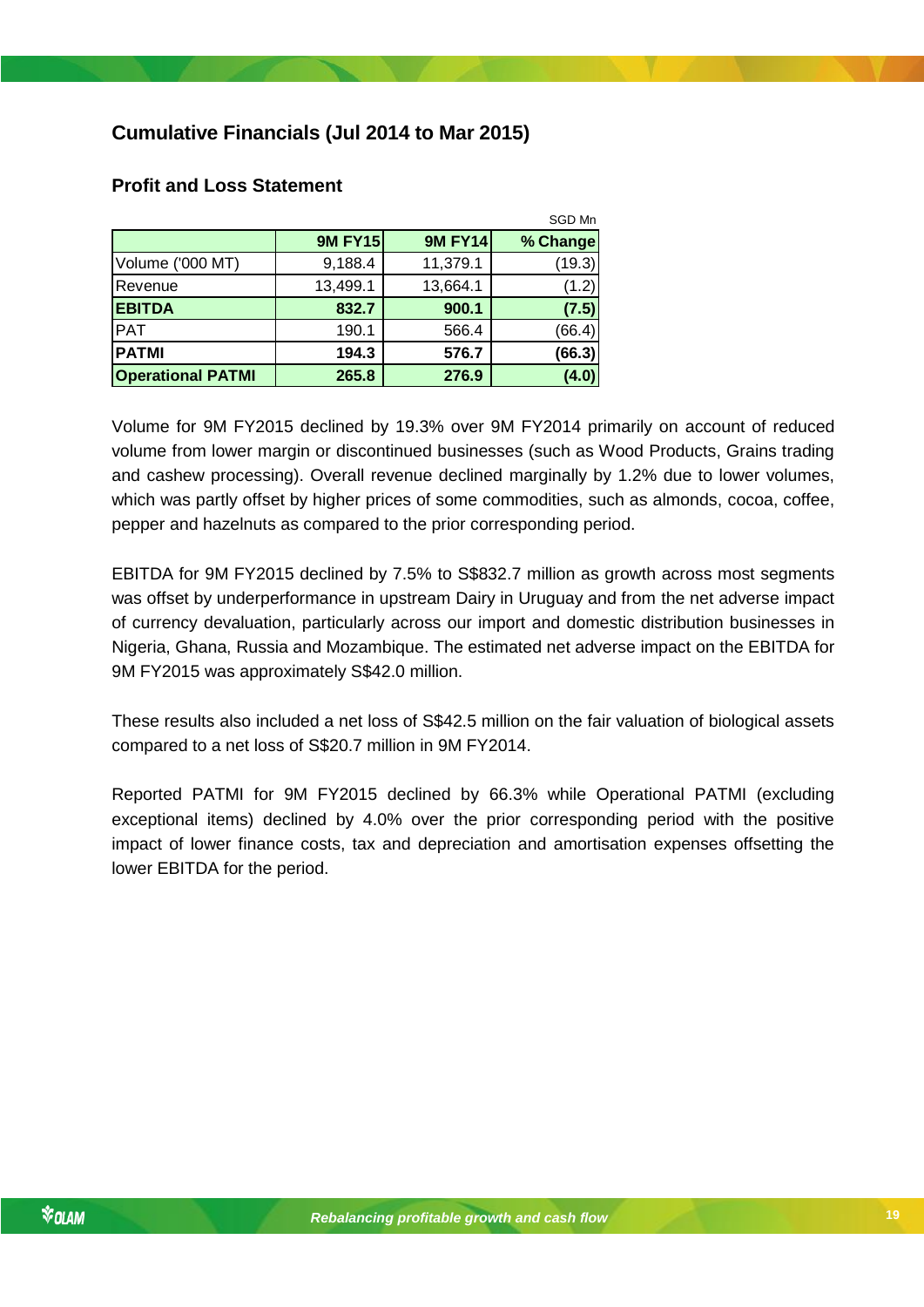## Cumulative Financials (Jul 2014 to Mar 2015)

### Profit and Loss Statement

SGD Mn

| | 9M FY15 | 9M FY14 | % Change |
|---|---|---|---|
| Volume ('000 MT) | 9,188.4 | 11,379.1 | (19.3) |
| Revenue | 13,499.1 | 13,664.1 | (1.2) |
| **EBITDA** | **832.7** | **900.1** | **(7.5)** |
| PAT | 190.1 | 566.4 | (66.4) |
| **PATMI** | **194.3** | **576.7** | **(66.3)** |
| **Operational PATMI** | **265.8** | **276.9** | **(4.0)** |

Volume for 9M FY2015 declined by 19.3% over 9M FY2014 primarily on account of reduced volume from lower margin or discontinued businesses (such as Wood Products, Grains trading and cashew processing). Overall revenue declined marginally by 1.2% due to lower volumes, which was partly offset by higher prices of some commodities, such as almonds, cocoa, coffee, pepper and hazelnuts as compared to the prior corresponding period.

EBITDA for 9M FY2015 declined by 7.5% to S$832.7 million as growth across most segments was offset by underperformance in upstream Dairy in Uruguay and from the net adverse impact of currency devaluation, particularly across our import and domestic distribution businesses in Nigeria, Ghana, Russia and Mozambique. The estimated net adverse impact on the EBITDA for 9M FY2015 was approximately S$42.0 million.

These results also included a net loss of S$42.5 million on the fair valuation of biological assets compared to a net loss of S$20.7 million in 9M FY2014.

Reported PATMI for 9M FY2015 declined by 66.3% while Operational PATMI (excluding exceptional items) declined by 4.0% over the prior corresponding period with the positive impact of lower finance costs, tax and depreciation and amortisation expenses offsetting the lower EBITDA for the period.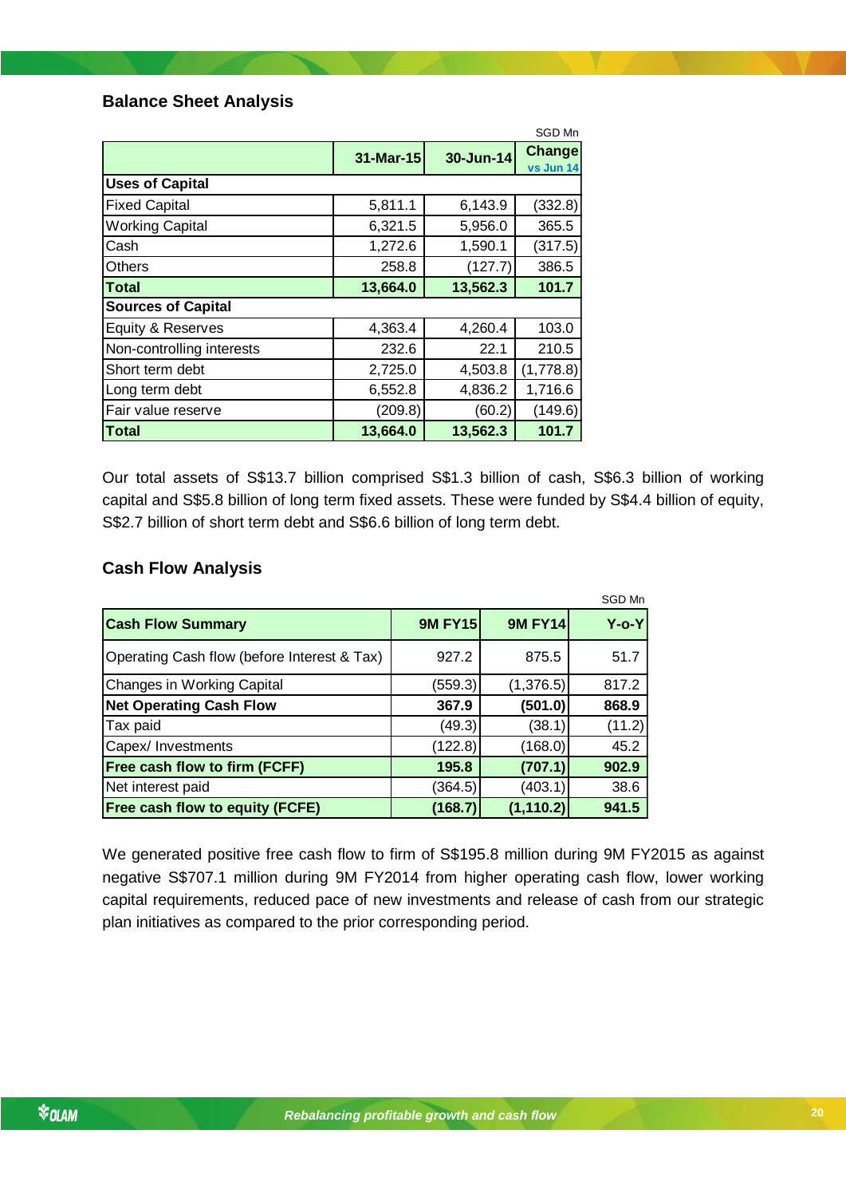## Balance Sheet Analysis

SGD Mn

| | 31-Mar-15 | 30-Jun-14 | Change vs Jun 14 |
|---|---|---|---|
| **Uses of Capital** | | | |
| Fixed Capital | 5,811.1 | 6,143.9 | (332.8) |
| Working Capital | 6,321.5 | 5,956.0 | 365.5 |
| Cash | 1,272.6 | 1,590.1 | (317.5) |
| Others | 258.8 | (127.7) | 386.5 |
| **Total** | **13,664.0** | **13,562.3** | **101.7** |
| **Sources of Capital** | | | |
| Equity & Reserves | 4,363.4 | 4,260.4 | 103.0 |
| Non-controlling interests | 232.6 | 22.1 | 210.5 |
| Short term debt | 2,725.0 | 4,503.8 | (1,778.8) |
| Long term debt | 6,552.8 | 4,836.2 | 1,716.6 |
| Fair value reserve | (209.8) | (60.2) | (149.6) |
| **Total** | **13,664.0** | **13,562.3** | **101.7** |

Our total assets of S$13.7 billion comprised S$1.3 billion of cash, S$6.3 billion of working capital and S$5.8 billion of long term fixed assets. These were funded by S$4.4 billion of equity, S$2.7 billion of short term debt and S$6.6 billion of long term debt.

## Cash Flow Analysis

SGD Mn

| Cash Flow Summary | 9M FY15 | 9M FY14 | Y-o-Y |
|---|---|---|---|
| Operating Cash flow (before Interest & Tax) | 927.2 | 875.5 | 51.7 |
| Changes in Working Capital | (559.3) | (1,376.5) | 817.2 |
| **Net Operating Cash Flow** | **367.9** | **(501.0)** | **868.9** |
| Tax paid | (49.3) | (38.1) | (11.2) |
| Capex/ Investments | (122.8) | (168.0) | 45.2 |
| **Free cash flow to firm (FCFF)** | **195.8** | **(707.1)** | **902.9** |
| Net interest paid | (364.5) | (403.1) | 38.6 |
| **Free cash flow to equity (FCFE)** | **(168.7)** | **(1,110.2)** | **941.5** |

We generated positive free cash flow to firm of S$195.8 million during 9M FY2015 as against negative S$707.1 million during 9M FY2014 from higher operating cash flow, lower working capital requirements, reduced pace of new investments and release of cash from our strategic plan initiatives as compared to the prior corresponding period.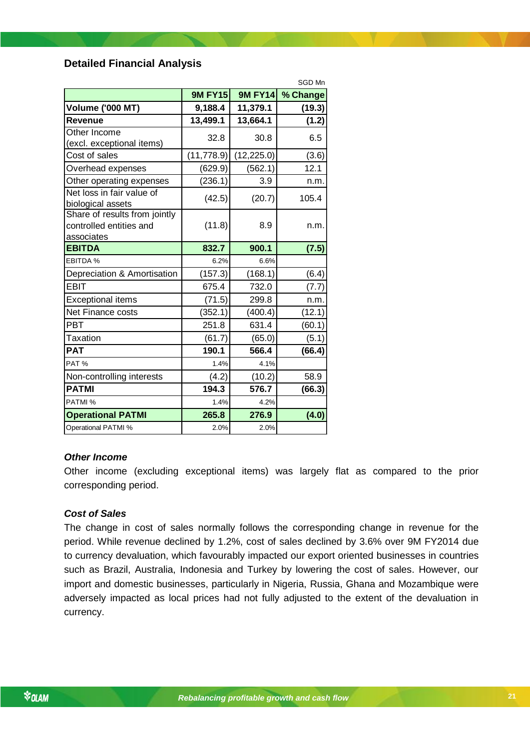## Detailed Financial Analysis

SGD Mn

| | 9M FY15 | 9M FY14 | % Change |
|---|---|---|---|
| **Volume ('000 MT)** | **9,188.4** | **11,379.1** | **(19.3)** |
| **Revenue** | **13,499.1** | **13,664.1** | **(1.2)** |
| Other Income (excl. exceptional items) | 32.8 | 30.8 | 6.5 |
| Cost of sales | (11,778.9) | (12,225.0) | (3.6) |
| Overhead expenses | (629.9) | (562.1) | 12.1 |
| Other operating expenses | (236.1) | 3.9 | n.m. |
| Net loss in fair value of biological assets | (42.5) | (20.7) | 105.4 |
| Share of results from jointly controlled entities and associates | (11.8) | 8.9 | n.m. |
| **EBITDA** | **832.7** | **900.1** | **(7.5)** |
| EBITDA % | 6.2% | 6.6% | |
| Depreciation & Amortisation | (157.3) | (168.1) | (6.4) |
| EBIT | 675.4 | 732.0 | (7.7) |
| Exceptional items | (71.5) | 299.8 | n.m. |
| Net Finance costs | (352.1) | (400.4) | (12.1) |
| PBT | 251.8 | 631.4 | (60.1) |
| Taxation | (61.7) | (65.0) | (5.1) |
| **PAT** | **190.1** | **566.4** | **(66.4)** |
| PAT % | 1.4% | 4.1% | |
| Non-controlling interests | (4.2) | (10.2) | 58.9 |
| **PATMI** | **194.3** | **576.7** | **(66.3)** |
| PATMI % | 1.4% | 4.2% | |
| **Operational PATMI** | **265.8** | **276.9** | **(4.0)** |
| Operational PATMI % | 2.0% | 2.0% | |

***Other Income***

Other income (excluding exceptional items) was largely flat as compared to the prior corresponding period.

***Cost of Sales***

The change in cost of sales normally follows the corresponding change in revenue for the period. While revenue declined by 1.2%, cost of sales declined by 3.6% over 9M FY2014 due to currency devaluation, which favourably impacted our export oriented businesses in countries such as Brazil, Australia, Indonesia and Turkey by lowering the cost of sales. However, our import and domestic businesses, particularly in Nigeria, Russia, Ghana and Mozambique were adversely impacted as local prices had not fully adjusted to the extent of the devaluation in currency.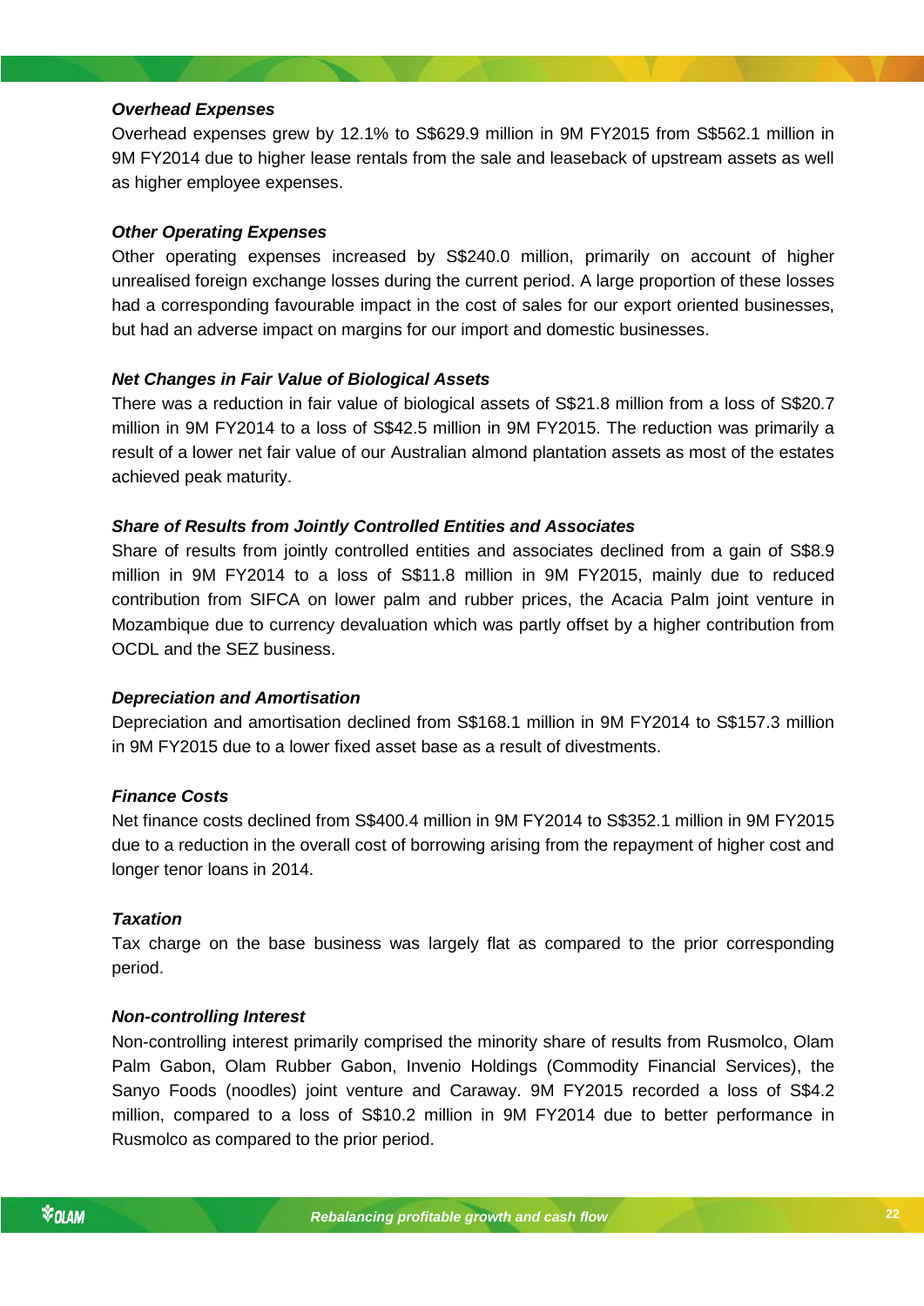***Overhead Expenses***

Overhead expenses grew by 12.1% to S$629.9 million in 9M FY2015 from S$562.1 million in 9M FY2014 due to higher lease rentals from the sale and leaseback of upstream assets as well as higher employee expenses.

***Other Operating Expenses***

Other operating expenses increased by S$240.0 million, primarily on account of higher unrealised foreign exchange losses during the current period. A large proportion of these losses had a corresponding favourable impact in the cost of sales for our export oriented businesses, but had an adverse impact on margins for our import and domestic businesses.

***Net Changes in Fair Value of Biological Assets***

There was a reduction in fair value of biological assets of S$21.8 million from a loss of S$20.7 million in 9M FY2014 to a loss of S$42.5 million in 9M FY2015. The reduction was primarily a result of a lower net fair value of our Australian almond plantation assets as most of the estates achieved peak maturity.

***Share of Results from Jointly Controlled Entities and Associates***

Share of results from jointly controlled entities and associates declined from a gain of S$8.9 million in 9M FY2014 to a loss of S$11.8 million in 9M FY2015, mainly due to reduced contribution from SIFCA on lower palm and rubber prices, the Acacia Palm joint venture in Mozambique due to currency devaluation which was partly offset by a higher contribution from OCDL and the SEZ business.

***Depreciation and Amortisation***

Depreciation and amortisation declined from S$168.1 million in 9M FY2014 to S$157.3 million in 9M FY2015 due to a lower fixed asset base as a result of divestments.

***Finance Costs***

Net finance costs declined from S$400.4 million in 9M FY2014 to S$352.1 million in 9M FY2015 due to a reduction in the overall cost of borrowing arising from the repayment of higher cost and longer tenor loans in 2014.

***Taxation***

Tax charge on the base business was largely flat as compared to the prior corresponding period.

***Non-controlling Interest***

Non-controlling interest primarily comprised the minority share of results from Rusmolco, Olam Palm Gabon, Olam Rubber Gabon, Invenio Holdings (Commodity Financial Services), the Sanyo Foods (noodles) joint venture and Caraway. 9M FY2015 recorded a loss of S$4.2 million, compared to a loss of S$10.2 million in 9M FY2014 due to better performance in Rusmolco as compared to the prior period.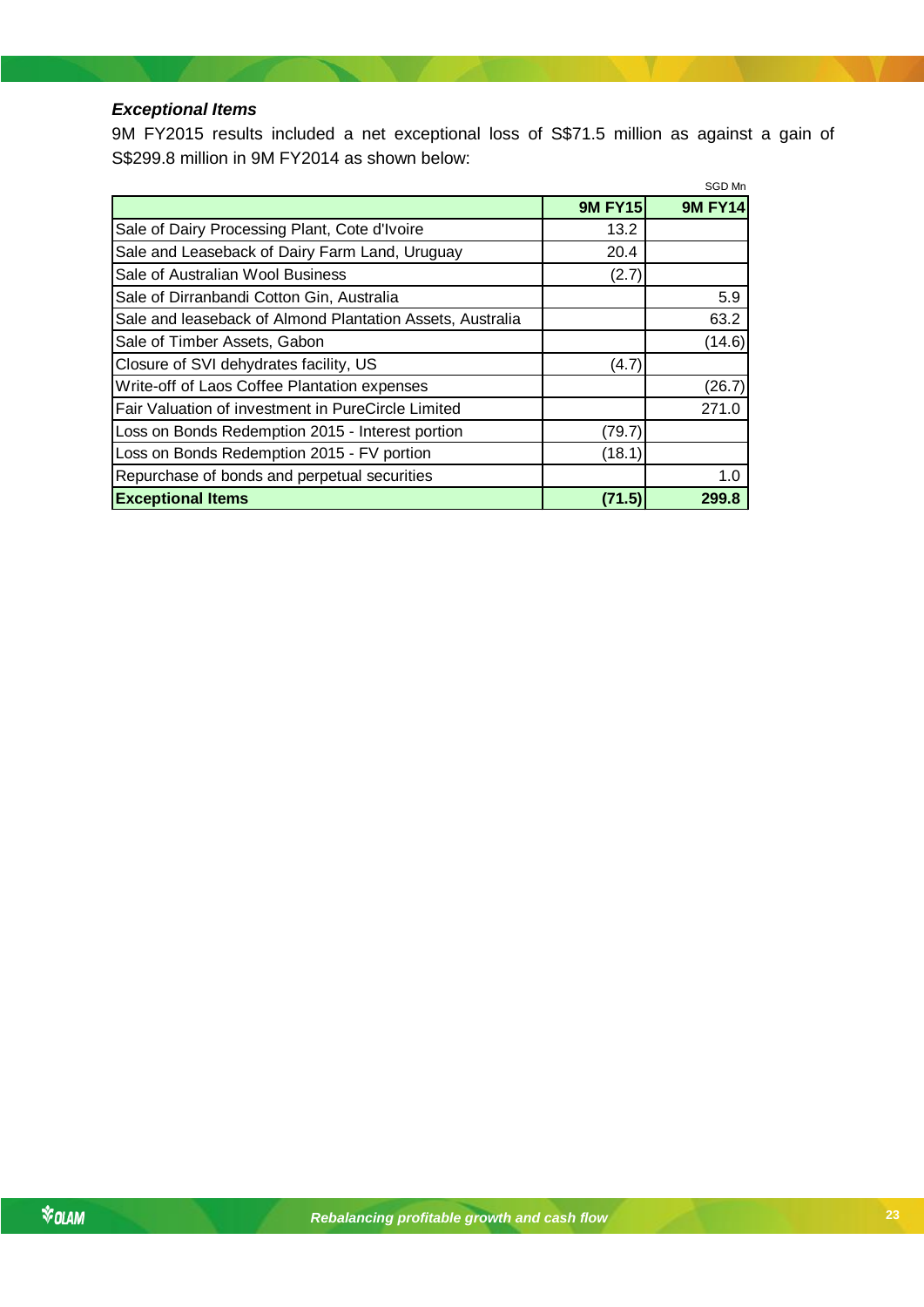***Exceptional Items***

9M FY2015 results included a net exceptional loss of S$71.5 million as against a gain of S$299.8 million in 9M FY2014 as shown below:

SGD Mn

| | 9M FY15 | 9M FY14 |
|---|---|---|
| Sale of Dairy Processing Plant, Cote d'Ivoire | 13.2 | |
| Sale and Leaseback of Dairy Farm Land, Uruguay | 20.4 | |
| Sale of Australian Wool Business | (2.7) | |
| Sale of Dirranbandi Cotton Gin, Australia | | 5.9 |
| Sale and leaseback of Almond Plantation Assets, Australia | | 63.2 |
| Sale of Timber Assets, Gabon | | (14.6) |
| Closure of SVI dehydrates facility, US | (4.7) | |
| Write-off of Laos Coffee Plantation expenses | | (26.7) |
| Fair Valuation of investment in PureCircle Limited | | 271.0 |
| Loss on Bonds Redemption 2015 - Interest portion | (79.7) | |
| Loss on Bonds Redemption 2015 - FV portion | (18.1) | |
| Repurchase of bonds and perpetual securities | | 1.0 |
| **Exceptional Items** | **(71.5)** | **299.8** |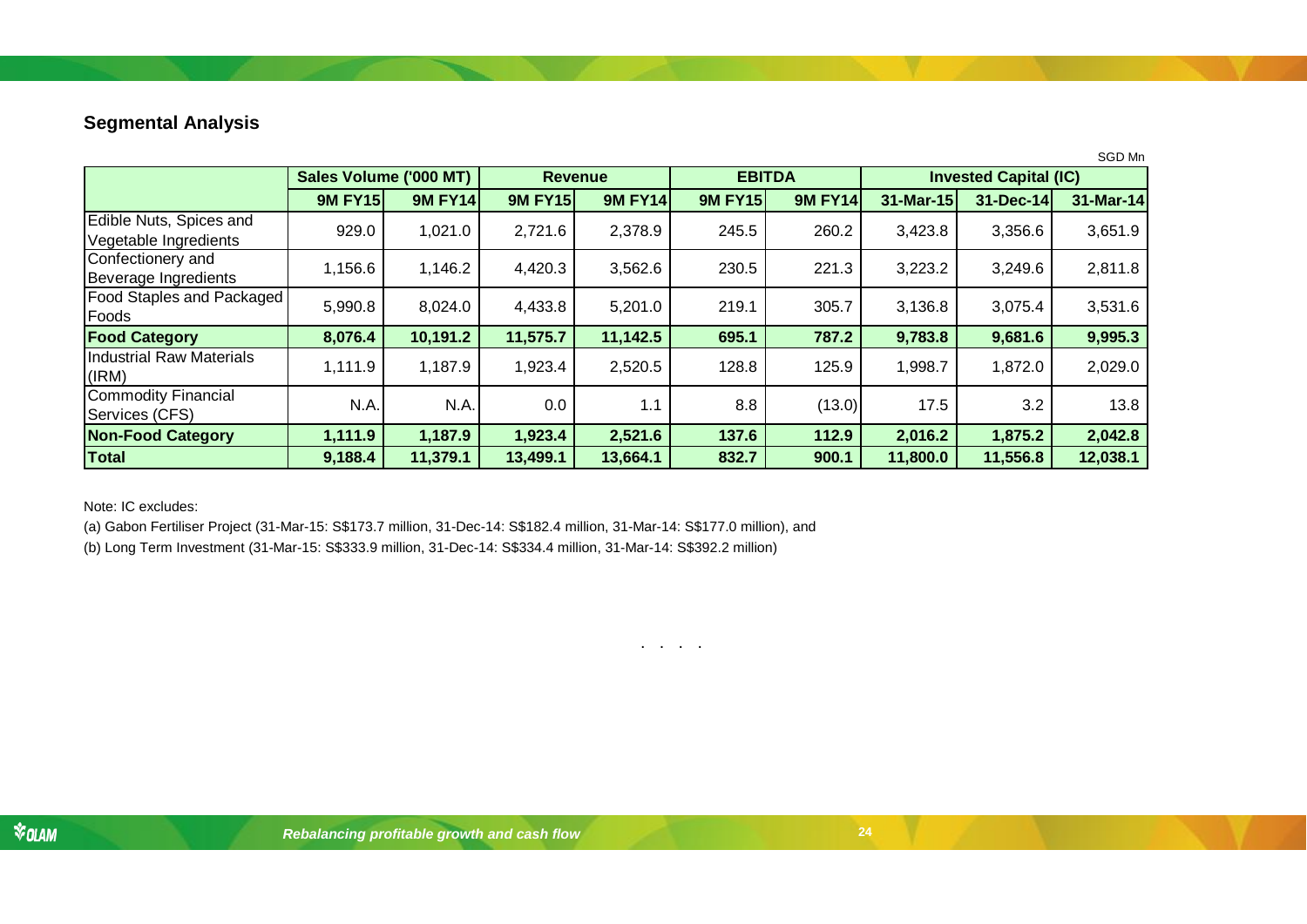## Segmental Analysis

SGD Mn

| | Sales Volume ('000 MT) | | Revenue | | EBITDA | | Invested Capital (IC) | | |
|---|---|---|---|---|---|---|---|---|---|
| | 9M FY15 | 9M FY14 | 9M FY15 | 9M FY14 | 9M FY15 | 9M FY14 | 31-Mar-15 | 31-Dec-14 | 31-Mar-14 |
| Edible Nuts, Spices and Vegetable Ingredients | 929.0 | 1,021.0 | 2,721.6 | 2,378.9 | 245.5 | 260.2 | 3,423.8 | 3,356.6 | 3,651.9 |
| Confectionery and Beverage Ingredients | 1,156.6 | 1,146.2 | 4,420.3 | 3,562.6 | 230.5 | 221.3 | 3,223.2 | 3,249.6 | 2,811.8 |
| Food Staples and Packaged Foods | 5,990.8 | 8,024.0 | 4,433.8 | 5,201.0 | 219.1 | 305.7 | 3,136.8 | 3,075.4 | 3,531.6 |
| **Food Category** | **8,076.4** | **10,191.2** | **11,575.7** | **11,142.5** | **695.1** | **787.2** | **9,783.8** | **9,681.6** | **9,995.3** |
| Industrial Raw Materials (IRM) | 1,111.9 | 1,187.9 | 1,923.4 | 2,520.5 | 128.8 | 125.9 | 1,998.7 | 1,872.0 | 2,029.0 |
| Commodity Financial Services (CFS) | N.A. | N.A. | 0.0 | 1.1 | 8.8 | (13.0) | 17.5 | 3.2 | 13.8 |
| **Non-Food Category** | **1,111.9** | **1,187.9** | **1,923.4** | **2,521.6** | **137.6** | **112.9** | **2,016.2** | **1,875.2** | **2,042.8** |
| **Total** | **9,188.4** | **11,379.1** | **13,499.1** | **13,664.1** | **832.7** | **900.1** | **11,800.0** | **11,556.8** | **12,038.1** |

Note: IC excludes:

(a) Gabon Fertiliser Project (31-Mar-15: S$173.7 million, 31-Dec-14: S$182.4 million, 31-Mar-14: S$177.0 million), and

(b) Long Term Investment (31-Mar-15: S$333.9 million, 31-Dec-14: S$334.4 million, 31-Mar-14: S$392.2 million)

. . . .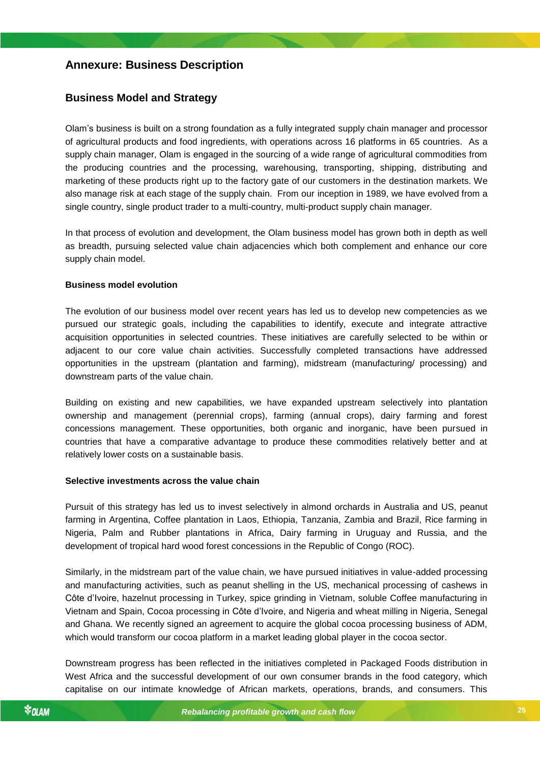## Annexure: Business Description

### Business Model and Strategy

Olam's business is built on a strong foundation as a fully integrated supply chain manager and processor of agricultural products and food ingredients, with operations across 16 platforms in 65 countries. As a supply chain manager, Olam is engaged in the sourcing of a wide range of agricultural commodities from the producing countries and the processing, warehousing, transporting, shipping, distributing and marketing of these products right up to the factory gate of our customers in the destination markets. We also manage risk at each stage of the supply chain. From our inception in 1989, we have evolved from a single country, single product trader to a multi-country, multi-product supply chain manager.

In that process of evolution and development, the Olam business model has grown both in depth as well as breadth, pursuing selected value chain adjacencies which both complement and enhance our core supply chain model.

**Business model evolution**

The evolution of our business model over recent years has led us to develop new competencies as we pursued our strategic goals, including the capabilities to identify, execute and integrate attractive acquisition opportunities in selected countries. These initiatives are carefully selected to be within or adjacent to our core value chain activities. Successfully completed transactions have addressed opportunities in the upstream (plantation and farming), midstream (manufacturing/ processing) and downstream parts of the value chain.

Building on existing and new capabilities, we have expanded upstream selectively into plantation ownership and management (perennial crops), farming (annual crops), dairy farming and forest concessions management. These opportunities, both organic and inorganic, have been pursued in countries that have a comparative advantage to produce these commodities relatively better and at relatively lower costs on a sustainable basis.

**Selective investments across the value chain**

Pursuit of this strategy has led us to invest selectively in almond orchards in Australia and US, peanut farming in Argentina, Coffee plantation in Laos, Ethiopia, Tanzania, Zambia and Brazil, Rice farming in Nigeria, Palm and Rubber plantations in Africa, Dairy farming in Uruguay and Russia, and the development of tropical hard wood forest concessions in the Republic of Congo (ROC).

Similarly, in the midstream part of the value chain, we have pursued initiatives in value-added processing and manufacturing activities, such as peanut shelling in the US, mechanical processing of cashews in Côte d'Ivoire, hazelnut processing in Turkey, spice grinding in Vietnam, soluble Coffee manufacturing in Vietnam and Spain, Cocoa processing in Côte d'Ivoire, and Nigeria and wheat milling in Nigeria, Senegal and Ghana. We recently signed an agreement to acquire the global cocoa processing business of ADM, which would transform our cocoa platform in a market leading global player in the cocoa sector.

Downstream progress has been reflected in the initiatives completed in Packaged Foods distribution in West Africa and the successful development of our own consumer brands in the food category, which capitalise on our intimate knowledge of African markets, operations, brands, and consumers. This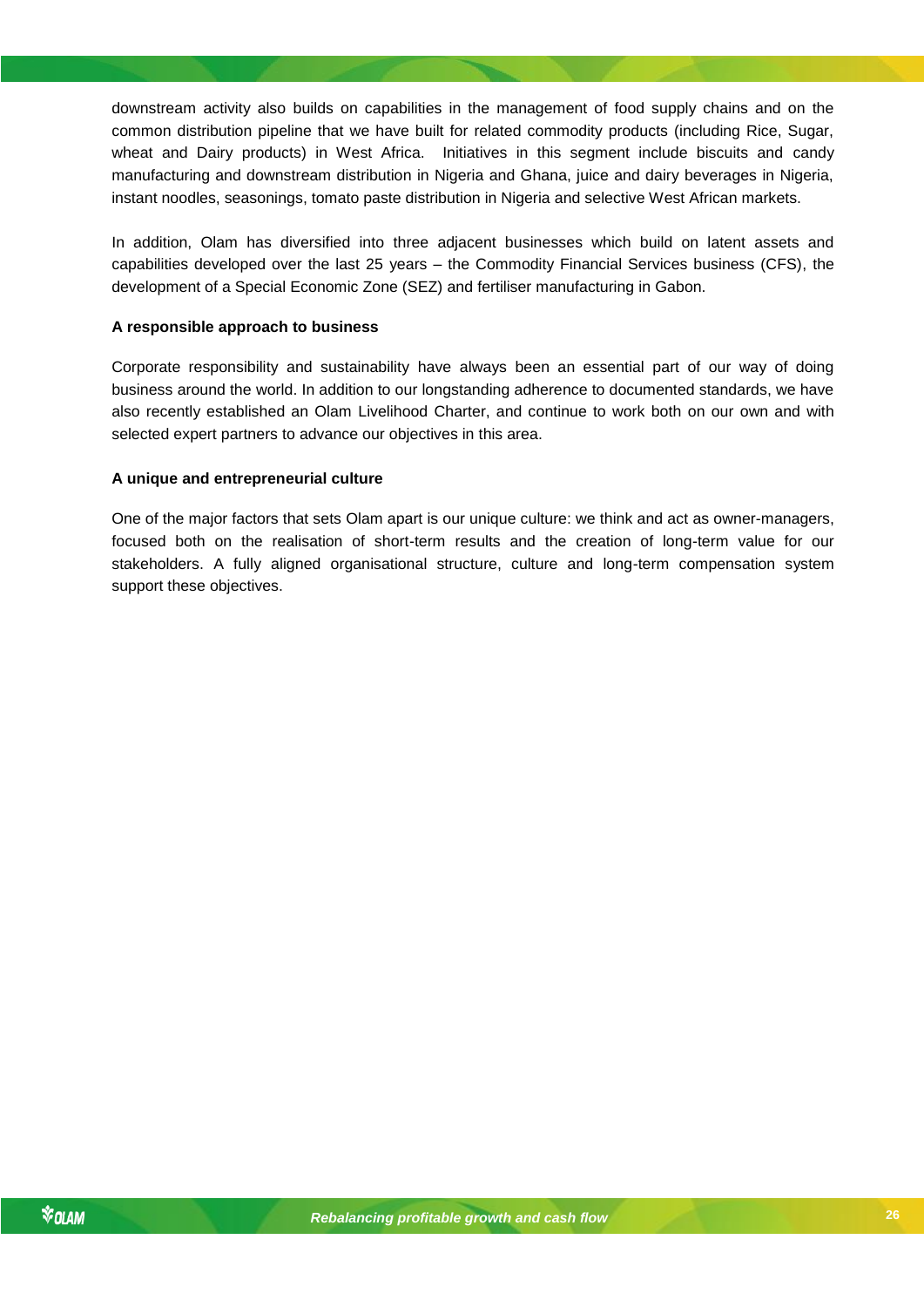downstream activity also builds on capabilities in the management of food supply chains and on the common distribution pipeline that we have built for related commodity products (including Rice, Sugar, wheat and Dairy products) in West Africa. Initiatives in this segment include biscuits and candy manufacturing and downstream distribution in Nigeria and Ghana, juice and dairy beverages in Nigeria, instant noodles, seasonings, tomato paste distribution in Nigeria and selective West African markets.

In addition, Olam has diversified into three adjacent businesses which build on latent assets and capabilities developed over the last 25 years – the Commodity Financial Services business (CFS), the development of a Special Economic Zone (SEZ) and fertiliser manufacturing in Gabon.

**A responsible approach to business**

Corporate responsibility and sustainability have always been an essential part of our way of doing business around the world. In addition to our longstanding adherence to documented standards, we have also recently established an Olam Livelihood Charter, and continue to work both on our own and with selected expert partners to advance our objectives in this area.

**A unique and entrepreneurial culture**

One of the major factors that sets Olam apart is our unique culture: we think and act as owner-managers, focused both on the realisation of short-term results and the creation of long-term value for our stakeholders. A fully aligned organisational structure, culture and long-term compensation system support these objectives.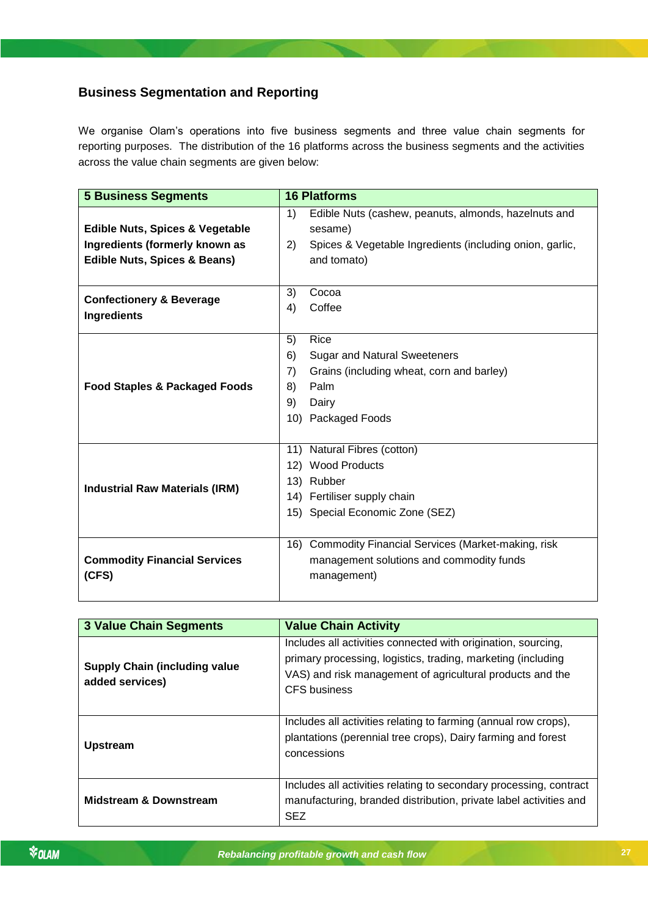## Business Segmentation and Reporting

We organise Olam's operations into five business segments and three value chain segments for reporting purposes. The distribution of the 16 platforms across the business segments and the activities across the value chain segments are given below:

| 5 Business Segments | 16 Platforms |
|---|---|
| **Edible Nuts, Spices & Vegetable Ingredients (formerly known as Edible Nuts, Spices & Beans)** | 1) Edible Nuts (cashew, peanuts, almonds, hazelnuts and sesame)<br>2) Spices & Vegetable Ingredients (including onion, garlic, and tomato) |
| **Confectionery & Beverage Ingredients** | 3) Cocoa<br>4) Coffee |
| **Food Staples & Packaged Foods** | 5) Rice<br>6) Sugar and Natural Sweeteners<br>7) Grains (including wheat, corn and barley)<br>8) Palm<br>9) Dairy<br>10) Packaged Foods |
| **Industrial Raw Materials (IRM)** | 11) Natural Fibres (cotton)<br>12) Wood Products<br>13) Rubber<br>14) Fertiliser supply chain<br>15) Special Economic Zone (SEZ) |
| **Commodity Financial Services (CFS)** | 16) Commodity Financial Services (Market-making, risk management solutions and commodity funds management) |

| 3 Value Chain Segments | Value Chain Activity |
|---|---|
| **Supply Chain (including value added services)** | Includes all activities connected with origination, sourcing, primary processing, logistics, trading, marketing (including VAS) and risk management of agricultural products and the CFS business |
| **Upstream** | Includes all activities relating to farming (annual row crops), plantations (perennial tree crops), Dairy farming and forest concessions |
| **Midstream & Downstream** | Includes all activities relating to secondary processing, contract manufacturing, branded distribution, private label activities and SEZ |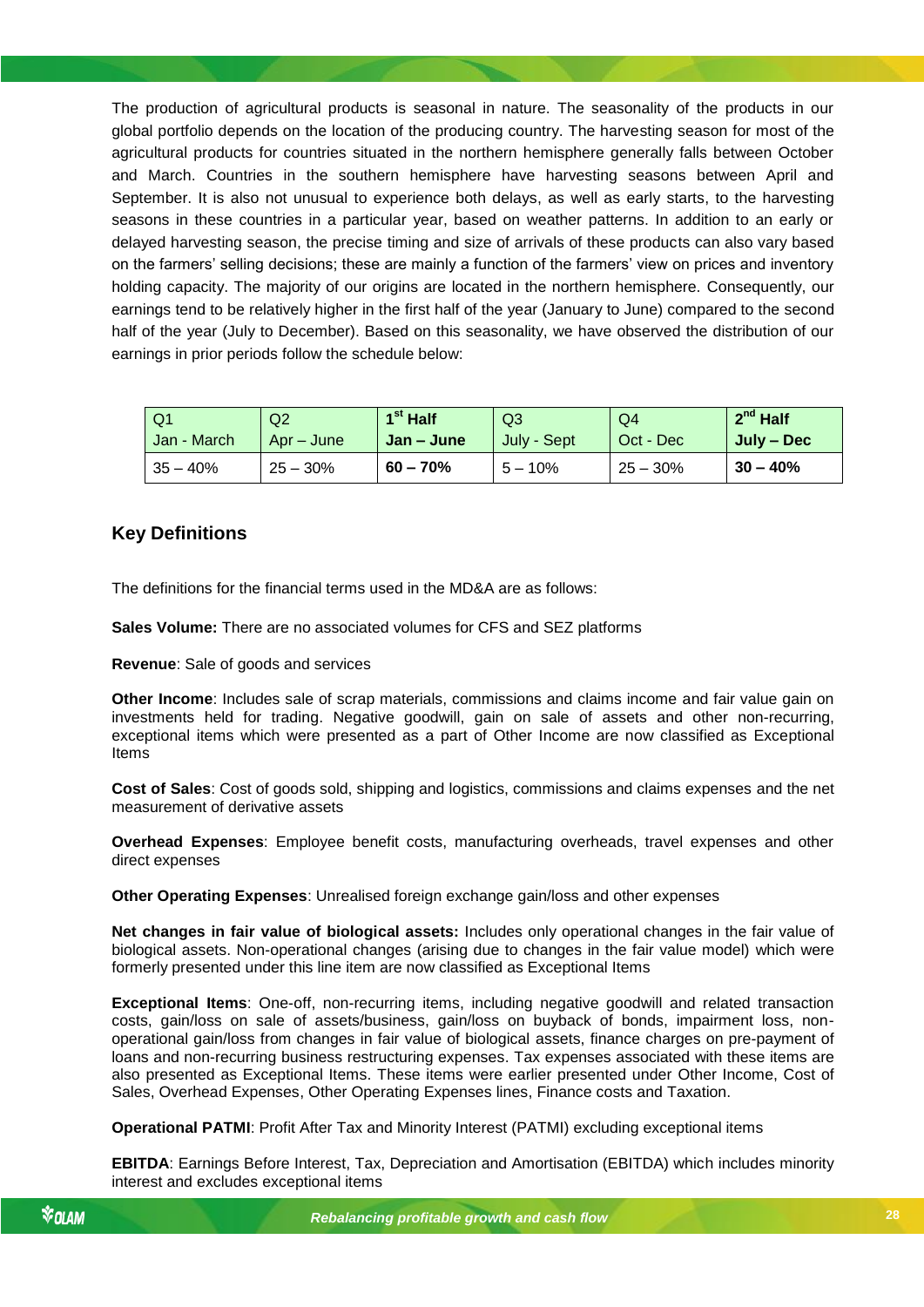The production of agricultural products is seasonal in nature. The seasonality of the products in our global portfolio depends on the location of the producing country. The harvesting season for most of the agricultural products for countries situated in the northern hemisphere generally falls between October and March. Countries in the southern hemisphere have harvesting seasons between April and September. It is also not unusual to experience both delays, as well as early starts, to the harvesting seasons in these countries in a particular year, based on weather patterns. In addition to an early or delayed harvesting season, the precise timing and size of arrivals of these products can also vary based on the farmers' selling decisions; these are mainly a function of the farmers' view on prices and inventory holding capacity. The majority of our origins are located in the northern hemisphere. Consequently, our earnings tend to be relatively higher in the first half of the year (January to June) compared to the second half of the year (July to December). Based on this seasonality, we have observed the distribution of our earnings in prior periods follow the schedule below:

| Q1 Jan - March | Q2 Apr – June | **1st Half Jan – June** | Q3 July - Sept | Q4 Oct - Dec | **2nd Half July – Dec** |
|---|---|---|---|---|---|
| 35 – 40% | 25 – 30% | **60 – 70%** | 5 – 10% | 25 – 30% | **30 – 40%** |

## Key Definitions

The definitions for the financial terms used in the MD&A are as follows:

**Sales Volume:** There are no associated volumes for CFS and SEZ platforms

**Revenue**: Sale of goods and services

**Other Income**: Includes sale of scrap materials, commissions and claims income and fair value gain on investments held for trading. Negative goodwill, gain on sale of assets and other non-recurring, exceptional items which were presented as a part of Other Income are now classified as Exceptional Items

**Cost of Sales**: Cost of goods sold, shipping and logistics, commissions and claims expenses and the net measurement of derivative assets

**Overhead Expenses**: Employee benefit costs, manufacturing overheads, travel expenses and other direct expenses

**Other Operating Expenses**: Unrealised foreign exchange gain/loss and other expenses

**Net changes in fair value of biological assets:** Includes only operational changes in the fair value of biological assets. Non-operational changes (arising due to changes in the fair value model) which were formerly presented under this line item are now classified as Exceptional Items

**Exceptional Items**: One-off, non-recurring items, including negative goodwill and related transaction costs, gain/loss on sale of assets/business, gain/loss on buyback of bonds, impairment loss, non-operational gain/loss from changes in fair value of biological assets, finance charges on pre-payment of loans and non-recurring business restructuring expenses. Tax expenses associated with these items are also presented as Exceptional Items. These items were earlier presented under Other Income, Cost of Sales, Overhead Expenses, Other Operating Expenses lines, Finance costs and Taxation.

**Operational PATMI**: Profit After Tax and Minority Interest (PATMI) excluding exceptional items

**EBITDA**: Earnings Before Interest, Tax, Depreciation and Amortisation (EBITDA) which includes minority interest and excludes exceptional items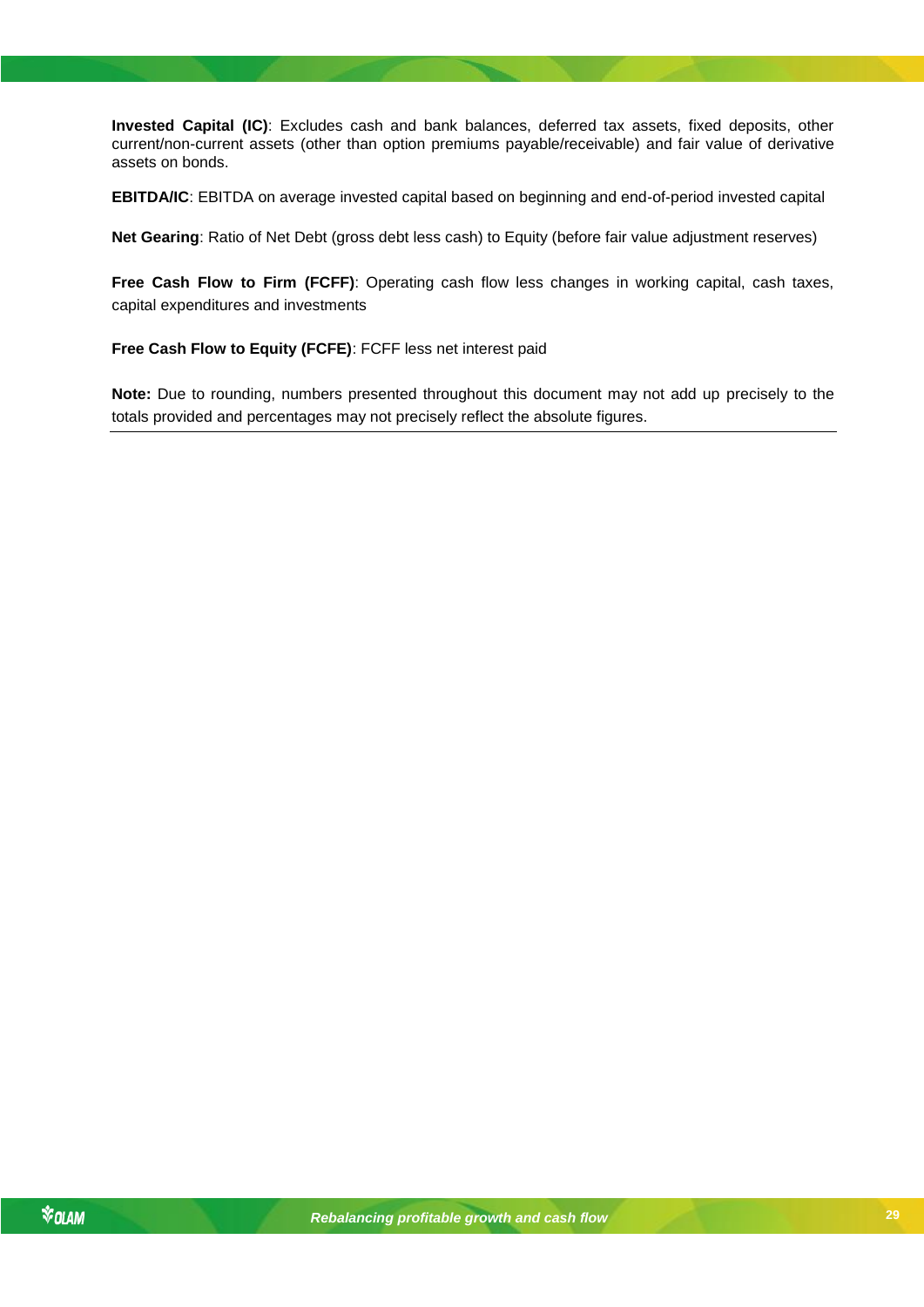**Invested Capital (IC)**: Excludes cash and bank balances, deferred tax assets, fixed deposits, other current/non-current assets (other than option premiums payable/receivable) and fair value of derivative assets on bonds.

**EBITDA/IC**: EBITDA on average invested capital based on beginning and end-of-period invested capital

**Net Gearing**: Ratio of Net Debt (gross debt less cash) to Equity (before fair value adjustment reserves)

**Free Cash Flow to Firm (FCFF)**: Operating cash flow less changes in working capital, cash taxes, capital expenditures and investments

**Free Cash Flow to Equity (FCFE)**: FCFF less net interest paid

**Note:** Due to rounding, numbers presented throughout this document may not add up precisely to the totals provided and percentages may not precisely reflect the absolute figures.